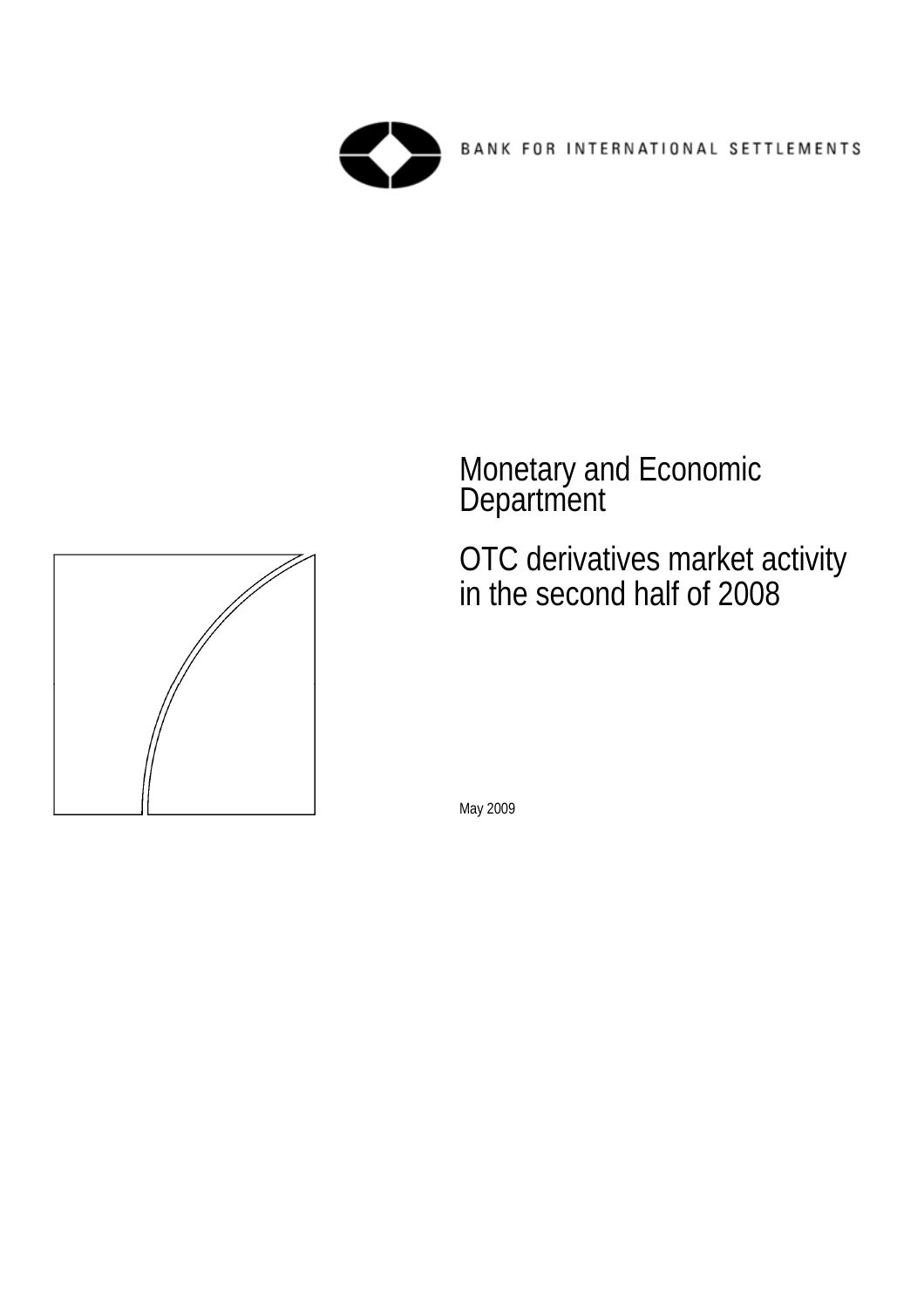BANK FOR INTERNATIONAL SETTLEMENTS

Monetary and Economic Department

# OTC derivatives market activity in the second half of 2008

May 2009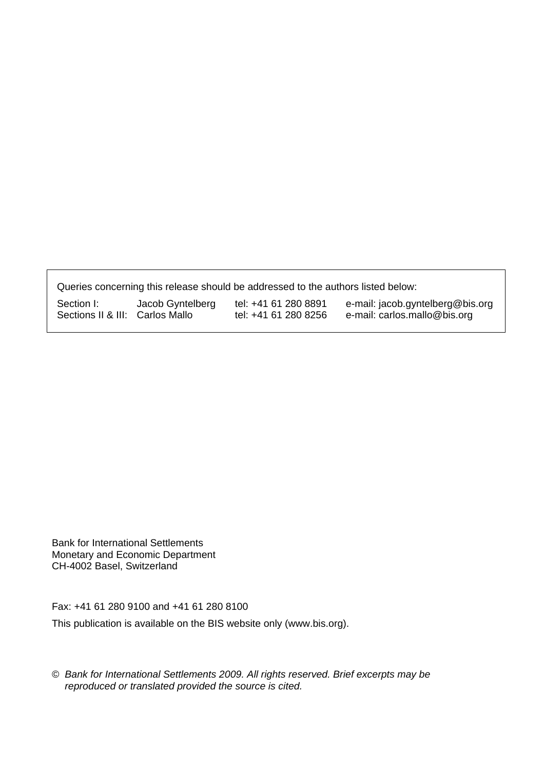Queries concerning this release should be addressed to the authors listed below:

| | | | |
|---|---|---|---|
| Section I: | Jacob Gyntelberg | tel: +41 61 280 8891 | e-mail: jacob.gyntelberg@bis.org |
| Sections II & III: | Carlos Mallo | tel: +41 61 280 8256 | e-mail: carlos.mallo@bis.org |

Bank for International Settlements
Monetary and Economic Department
CH-4002 Basel, Switzerland

Fax: +41 61 280 9100 and +41 61 280 8100

This publication is available on the BIS website only (www.bis.org).

© *Bank for International Settlements 2009. All rights reserved. Brief excerpts may be reproduced or translated provided the source is cited.*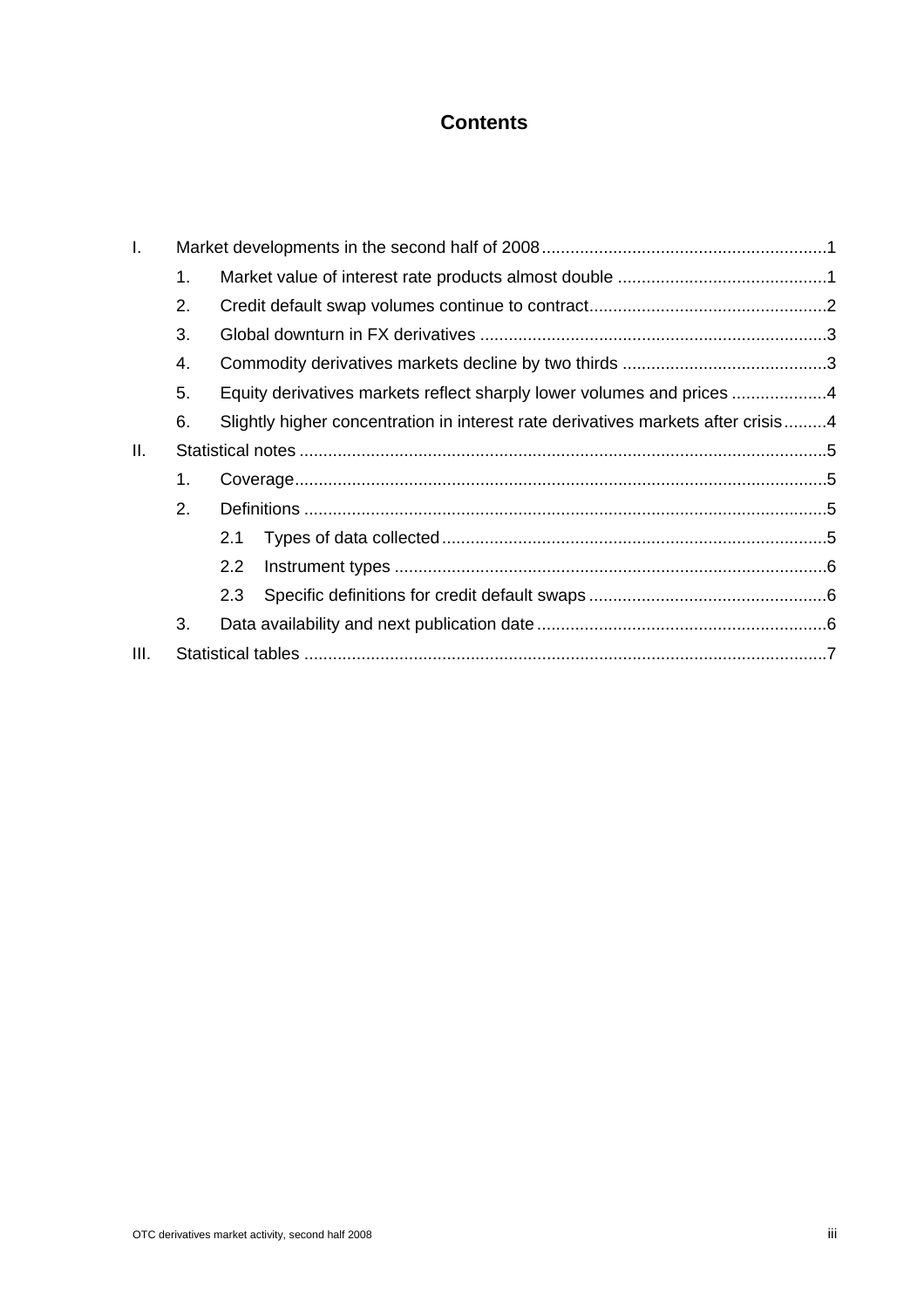# Contents

I. Market developments in the second half of 2008 ... 1

   1. Market value of interest rate products almost double ... 1
   2. Credit default swap volumes continue to contract ... 2
   3. Global downturn in FX derivatives ... 3
   4. Commodity derivatives markets decline by two thirds ... 3
   5. Equity derivatives markets reflect sharply lower volumes and prices ... 4
   6. Slightly higher concentration in interest rate derivatives markets after crisis ... 4

II. Statistical notes ... 5

   1. Coverage ... 5
   2. Definitions ... 5
      - 2.1 Types of data collected ... 5
      - 2.2 Instrument types ... 6
      - 2.3 Specific definitions for credit default swaps ... 6
   3. Data availability and next publication date ... 6

III. Statistical tables ... 7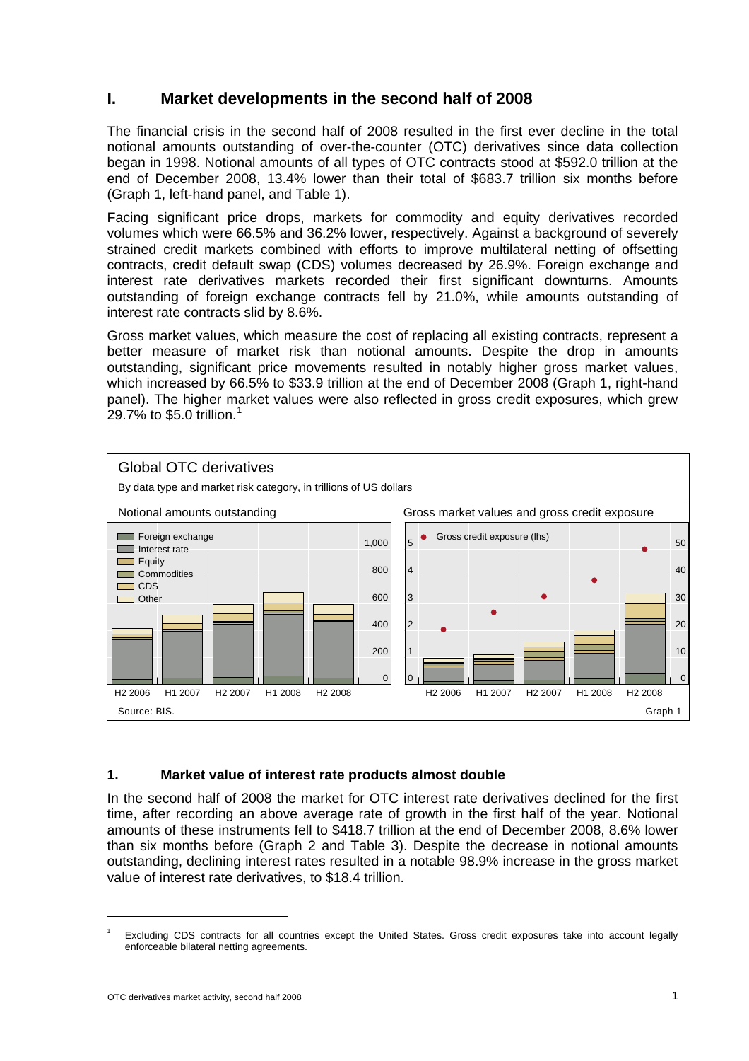# I. Market developments in the second half of 2008

The financial crisis in the second half of 2008 resulted in the first ever decline in the total notional amounts outstanding of over-the-counter (OTC) derivatives since data collection began in 1998. Notional amounts of all types of OTC contracts stood at $592.0 trillion at the end of December 2008, 13.4% lower than their total of $683.7 trillion six months before (Graph 1, left-hand panel, and Table 1).

Facing significant price drops, markets for commodity and equity derivatives recorded volumes which were 66.5% and 36.2% lower, respectively. Against a background of severely strained credit markets combined with efforts to improve multilateral netting of offsetting contracts, credit default swap (CDS) volumes decreased by 26.9%. Foreign exchange and interest rate derivatives markets recorded their first significant downturns. Amounts outstanding of foreign exchange contracts fell by 21.0%, while amounts outstanding of interest rate contracts slid by 8.6%.

Gross market values, which measure the cost of replacing all existing contracts, represent a better measure of market risk than notional amounts. Despite the drop in amounts outstanding, significant price movements resulted in notably higher gross market values, which increased by 66.5% to $33.9 trillion at the end of December 2008 (Graph 1, right-hand panel). The higher market values were also reflected in gross credit exposures, which grew 29.7% to $5.0 trillion.[1]

Global OTC derivatives

By data type and market risk category, in trillions of US dollars

Notional amounts outstanding | Gross market values and gross credit exposure

Source: BIS. Graph 1

## 1. Market value of interest rate products almost double

In the second half of 2008 the market for OTC interest rate derivatives declined for the first time, after recording an above average rate of growth in the first half of the year. Notional amounts of these instruments fell to $418.7 trillion at the end of December 2008, 8.6% lower than six months before (Graph 2 and Table 3). Despite the decrease in notional amounts outstanding, declining interest rates resulted in a notable 98.9% increase in the gross market value of interest rate derivatives, to $18.4 trillion.

[1] Excluding CDS contracts for all countries except the United States. Gross credit exposures take into account legally enforceable bilateral netting agreements.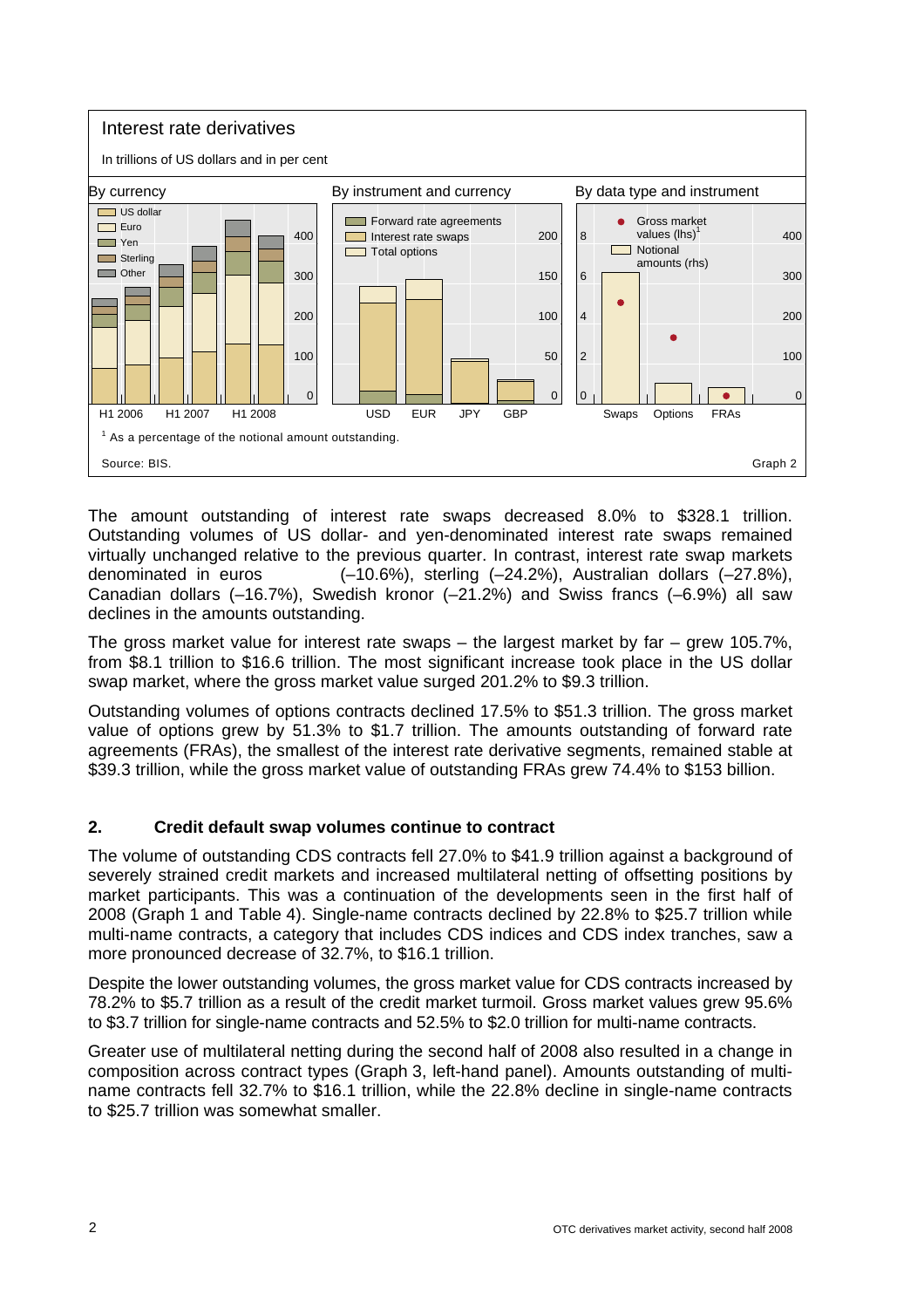Interest rate derivatives

In trillions of US dollars and in per cent

By currency | By instrument and currency | By data type and instrument

[1] As a percentage of the notional amount outstanding.

Source: BIS. Graph 2

The amount outstanding of interest rate swaps decreased 8.0% to $328.1 trillion. Outstanding volumes of US dollar- and yen-denominated interest rate swaps remained virtually unchanged relative to the previous quarter. In contrast, interest rate swap markets denominated in euros (–10.6%), sterling (–24.2%), Australian dollars (–27.8%), Canadian dollars (–16.7%), Swedish kronor (–21.2%) and Swiss francs (–6.9%) all saw declines in the amounts outstanding.

The gross market value for interest rate swaps – the largest market by far – grew 105.7%, from $8.1 trillion to $16.6 trillion. The most significant increase took place in the US dollar swap market, where the gross market value surged 201.2% to $9.3 trillion.

Outstanding volumes of options contracts declined 17.5% to $51.3 trillion. The gross market value of options grew by 51.3% to $1.7 trillion. The amounts outstanding of forward rate agreements (FRAs), the smallest of the interest rate derivative segments, remained stable at $39.3 trillion, while the gross market value of outstanding FRAs grew 74.4% to $153 billion.

## 2. Credit default swap volumes continue to contract

The volume of outstanding CDS contracts fell 27.0% to $41.9 trillion against a background of severely strained credit markets and increased multilateral netting of offsetting positions by market participants. This was a continuation of the developments seen in the first half of 2008 (Graph 1 and Table 4). Single-name contracts declined by 22.8% to $25.7 trillion while multi-name contracts, a category that includes CDS indices and CDS index tranches, saw a more pronounced decrease of 32.7%, to $16.1 trillion.

Despite the lower outstanding volumes, the gross market value for CDS contracts increased by 78.2% to $5.7 trillion as a result of the credit market turmoil. Gross market values grew 95.6% to $3.7 trillion for single-name contracts and 52.5% to $2.0 trillion for multi-name contracts.

Greater use of multilateral netting during the second half of 2008 also resulted in a change in composition across contract types (Graph 3, left-hand panel). Amounts outstanding of multi-name contracts fell 32.7% to $16.1 trillion, while the 22.8% decline in single-name contracts to $25.7 trillion was somewhat smaller.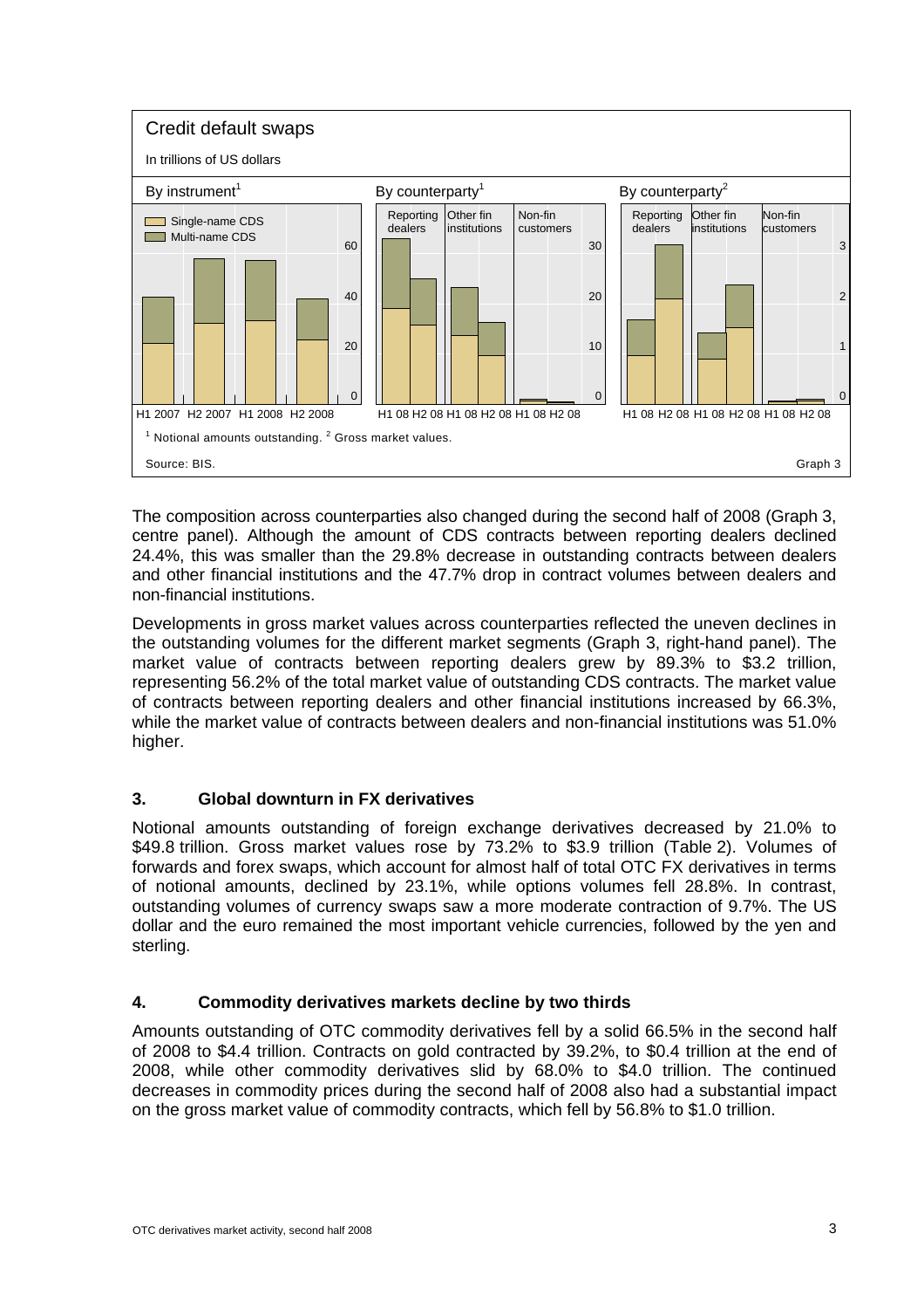Credit default swaps

In trillions of US dollars

By instrument[1] | By counterparty[1] | By counterparty[2]

[1] Notional amounts outstanding. [2] Gross market values.

Source: BIS.

Graph 3

The composition across counterparties also changed during the second half of 2008 (Graph 3, centre panel). Although the amount of CDS contracts between reporting dealers declined 24.4%, this was smaller than the 29.8% decrease in outstanding contracts between dealers and other financial institutions and the 47.7% drop in contract volumes between dealers and non-financial institutions.

Developments in gross market values across counterparties reflected the uneven declines in the outstanding volumes for the different market segments (Graph 3, right-hand panel). The market value of contracts between reporting dealers grew by 89.3% to $3.2 trillion, representing 56.2% of the total market value of outstanding CDS contracts. The market value of contracts between reporting dealers and other financial institutions increased by 66.3%, while the market value of contracts between dealers and non-financial institutions was 51.0% higher.

## 3. Global downturn in FX derivatives

Notional amounts outstanding of foreign exchange derivatives decreased by 21.0% to $49.8 trillion. Gross market values rose by 73.2% to $3.9 trillion (Table 2). Volumes of forwards and forex swaps, which account for almost half of total OTC FX derivatives in terms of notional amounts, declined by 23.1%, while options volumes fell 28.8%. In contrast, outstanding volumes of currency swaps saw a more moderate contraction of 9.7%. The US dollar and the euro remained the most important vehicle currencies, followed by the yen and sterling.

## 4. Commodity derivatives markets decline by two thirds

Amounts outstanding of OTC commodity derivatives fell by a solid 66.5% in the second half of 2008 to $4.4 trillion. Contracts on gold contracted by 39.2%, to $0.4 trillion at the end of 2008, while other commodity derivatives slid by 68.0% to $4.0 trillion. The continued decreases in commodity prices during the second half of 2008 also had a substantial impact on the gross market value of commodity contracts, which fell by 56.8% to $1.0 trillion.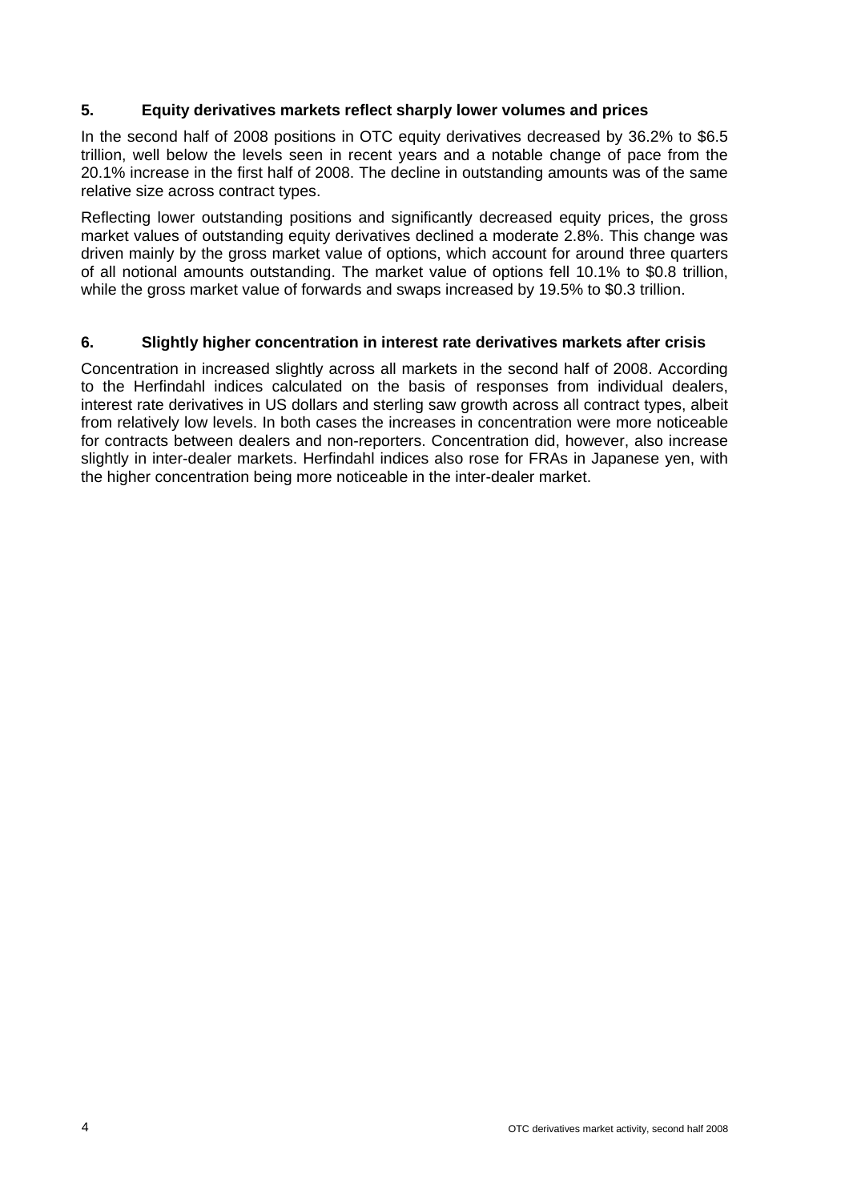## 5. Equity derivatives markets reflect sharply lower volumes and prices

In the second half of 2008 positions in OTC equity derivatives decreased by 36.2% to $6.5 trillion, well below the levels seen in recent years and a notable change of pace from the 20.1% increase in the first half of 2008. The decline in outstanding amounts was of the same relative size across contract types.

Reflecting lower outstanding positions and significantly decreased equity prices, the gross market values of outstanding equity derivatives declined a moderate 2.8%. This change was driven mainly by the gross market value of options, which account for around three quarters of all notional amounts outstanding. The market value of options fell 10.1% to $0.8 trillion, while the gross market value of forwards and swaps increased by 19.5% to $0.3 trillion.

## 6. Slightly higher concentration in interest rate derivatives markets after crisis

Concentration in increased slightly across all markets in the second half of 2008. According to the Herfindahl indices calculated on the basis of responses from individual dealers, interest rate derivatives in US dollars and sterling saw growth across all contract types, albeit from relatively low levels. In both cases the increases in concentration were more noticeable for contracts between dealers and non-reporters. Concentration did, however, also increase slightly in inter-dealer markets. Herfindahl indices also rose for FRAs in Japanese yen, with the higher concentration being more noticeable in the inter-dealer market.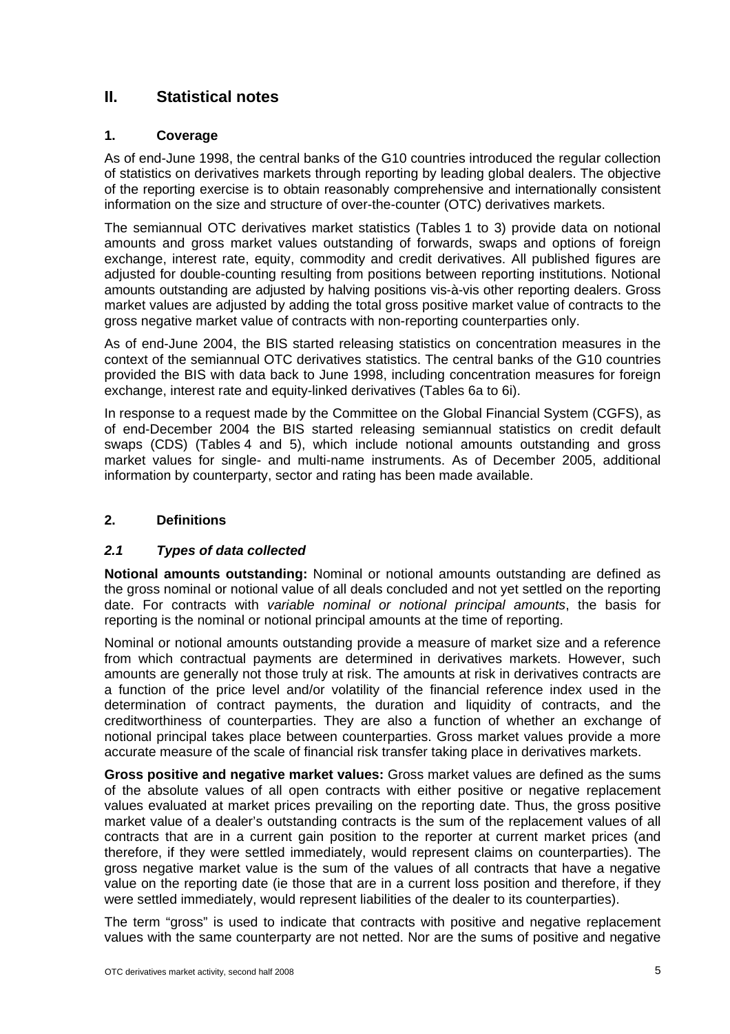## II. Statistical notes

### 1. Coverage

As of end-June 1998, the central banks of the G10 countries introduced the regular collection of statistics on derivatives markets through reporting by leading global dealers. The objective of the reporting exercise is to obtain reasonably comprehensive and internationally consistent information on the size and structure of over-the-counter (OTC) derivatives markets.

The semiannual OTC derivatives market statistics (Tables 1 to 3) provide data on notional amounts and gross market values outstanding of forwards, swaps and options of foreign exchange, interest rate, equity, commodity and credit derivatives. All published figures are adjusted for double-counting resulting from positions between reporting institutions. Notional amounts outstanding are adjusted by halving positions vis-à-vis other reporting dealers. Gross market values are adjusted by adding the total gross positive market value of contracts to the gross negative market value of contracts with non-reporting counterparties only.

As of end-June 2004, the BIS started releasing statistics on concentration measures in the context of the semiannual OTC derivatives statistics. The central banks of the G10 countries provided the BIS with data back to June 1998, including concentration measures for foreign exchange, interest rate and equity-linked derivatives (Tables 6a to 6i).

In response to a request made by the Committee on the Global Financial System (CGFS), as of end-December 2004 the BIS started releasing semiannual statistics on credit default swaps (CDS) (Tables 4 and 5), which include notional amounts outstanding and gross market values for single- and multi-name instruments. As of December 2005, additional information by counterparty, sector and rating has been made available.

### 2. Definitions

#### *2.1 Types of data collected*

**Notional amounts outstanding:** Nominal or notional amounts outstanding are defined as the gross nominal or notional value of all deals concluded and not yet settled on the reporting date. For contracts with *variable nominal or notional principal amounts*, the basis for reporting is the nominal or notional principal amounts at the time of reporting.

Nominal or notional amounts outstanding provide a measure of market size and a reference from which contractual payments are determined in derivatives markets. However, such amounts are generally not those truly at risk. The amounts at risk in derivatives contracts are a function of the price level and/or volatility of the financial reference index used in the determination of contract payments, the duration and liquidity of contracts, and the creditworthiness of counterparties. They are also a function of whether an exchange of notional principal takes place between counterparties. Gross market values provide a more accurate measure of the scale of financial risk transfer taking place in derivatives markets.

**Gross positive and negative market values:** Gross market values are defined as the sums of the absolute values of all open contracts with either positive or negative replacement values evaluated at market prices prevailing on the reporting date. Thus, the gross positive market value of a dealer's outstanding contracts is the sum of the replacement values of all contracts that are in a current gain position to the reporter at current market prices (and therefore, if they were settled immediately, would represent claims on counterparties). The gross negative market value is the sum of the values of all contracts that have a negative value on the reporting date (ie those that are in a current loss position and therefore, if they were settled immediately, would represent liabilities of the dealer to its counterparties).

The term "gross" is used to indicate that contracts with positive and negative replacement values with the same counterparty are not netted. Nor are the sums of positive and negative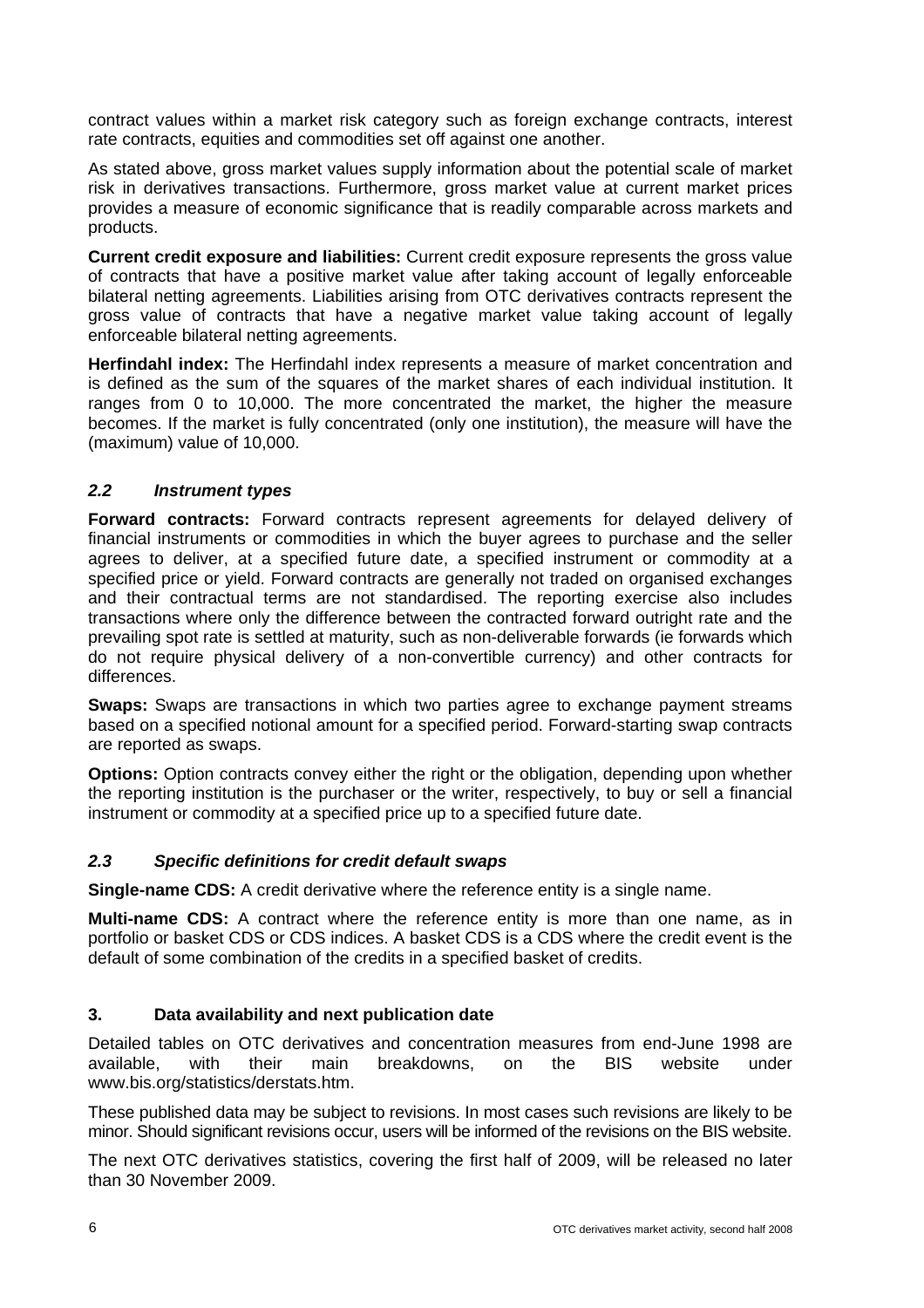contract values within a market risk category such as foreign exchange contracts, interest rate contracts, equities and commodities set off against one another.

As stated above, gross market values supply information about the potential scale of market risk in derivatives transactions. Furthermore, gross market value at current market prices provides a measure of economic significance that is readily comparable across markets and products.

**Current credit exposure and liabilities:** Current credit exposure represents the gross value of contracts that have a positive market value after taking account of legally enforceable bilateral netting agreements. Liabilities arising from OTC derivatives contracts represent the gross value of contracts that have a negative market value taking account of legally enforceable bilateral netting agreements.

**Herfindahl index:** The Herfindahl index represents a measure of market concentration and is defined as the sum of the squares of the market shares of each individual institution. It ranges from 0 to 10,000. The more concentrated the market, the higher the measure becomes. If the market is fully concentrated (only one institution), the measure will have the (maximum) value of 10,000.

### *2.2 Instrument types*

**Forward contracts:** Forward contracts represent agreements for delayed delivery of financial instruments or commodities in which the buyer agrees to purchase and the seller agrees to deliver, at a specified future date, a specified instrument or commodity at a specified price or yield. Forward contracts are generally not traded on organised exchanges and their contractual terms are not standardised. The reporting exercise also includes transactions where only the difference between the contracted forward outright rate and the prevailing spot rate is settled at maturity, such as non-deliverable forwards (ie forwards which do not require physical delivery of a non-convertible currency) and other contracts for differences.

**Swaps:** Swaps are transactions in which two parties agree to exchange payment streams based on a specified notional amount for a specified period. Forward-starting swap contracts are reported as swaps.

**Options:** Option contracts convey either the right or the obligation, depending upon whether the reporting institution is the purchaser or the writer, respectively, to buy or sell a financial instrument or commodity at a specified price up to a specified future date.

### *2.3 Specific definitions for credit default swaps*

**Single-name CDS:** A credit derivative where the reference entity is a single name.

**Multi-name CDS:** A contract where the reference entity is more than one name, as in portfolio or basket CDS or CDS indices. A basket CDS is a CDS where the credit event is the default of some combination of the credits in a specified basket of credits.

## 3. Data availability and next publication date

Detailed tables on OTC derivatives and concentration measures from end-June 1998 are available, with their main breakdowns, on the BIS website under www.bis.org/statistics/derstats.htm.

These published data may be subject to revisions. In most cases such revisions are likely to be minor. Should significant revisions occur, users will be informed of the revisions on the BIS website.

The next OTC derivatives statistics, covering the first half of 2009, will be released no later than 30 November 2009.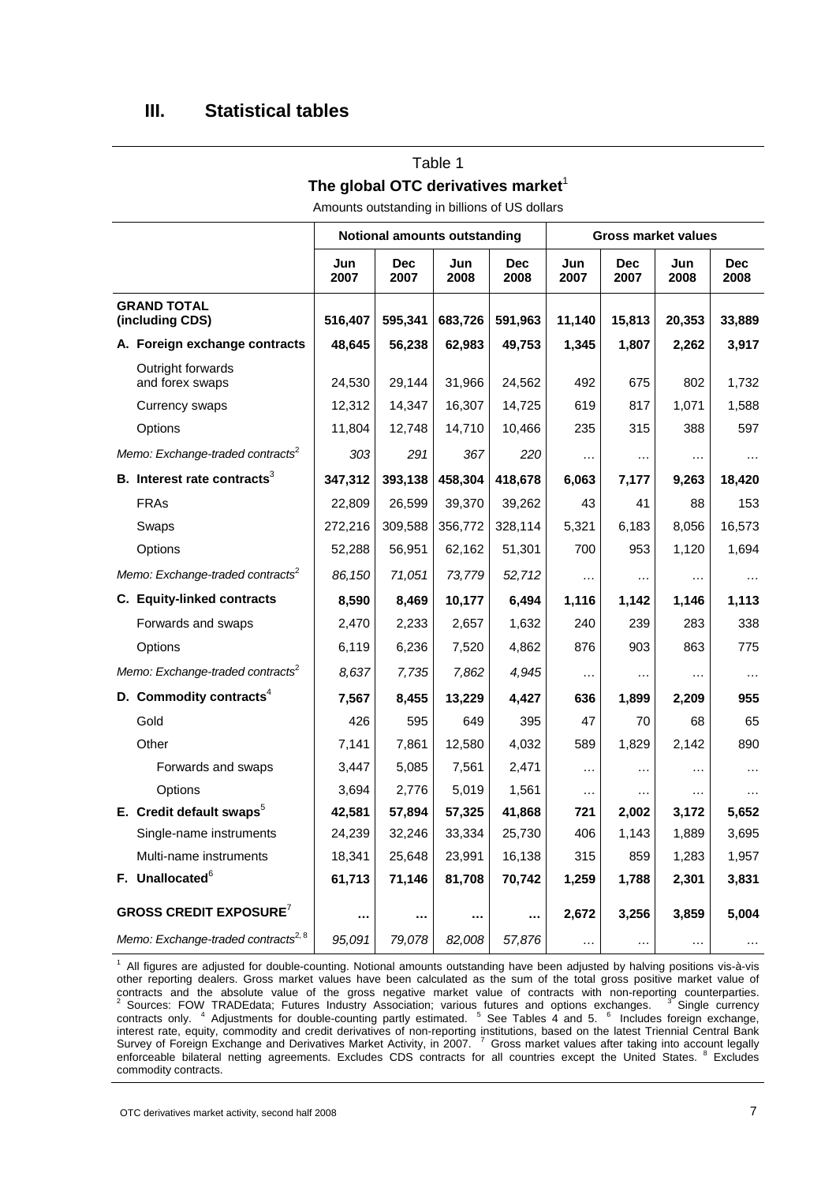## III. Statistical tables

Table 1

**The global OTC derivatives market**[1]

Amounts outstanding in billions of US dollars

| | Notional amounts outstanding | | | | Gross market values | | | |
|---|---|---|---|---|---|---|---|---|
| | Jun 2007 | Dec 2007 | Jun 2008 | Dec 2008 | Jun 2007 | Dec 2007 | Jun 2008 | Dec 2008 |
| **GRAND TOTAL (including CDS)** | **516,407** | **595,341** | **683,726** | **591,963** | **11,140** | **15,813** | **20,353** | **33,889** |
| **A. Foreign exchange contracts** | **48,645** | **56,238** | **62,983** | **49,753** | **1,345** | **1,807** | **2,262** | **3,917** |
| Outright forwards and forex swaps | 24,530 | 29,144 | 31,966 | 24,562 | 492 | 675 | 802 | 1,732 |
| Currency swaps | 12,312 | 14,347 | 16,307 | 14,725 | 619 | 817 | 1,071 | 1,588 |
| Options | 11,804 | 12,748 | 14,710 | 10,466 | 235 | 315 | 388 | 597 |
| *Memo: Exchange-traded contracts*[2] | *303* | *291* | *367* | *220* | … | … | … | … |
| **B. Interest rate contracts**[3] | **347,312** | **393,138** | **458,304** | **418,678** | **6,063** | **7,177** | **9,263** | **18,420** |
| FRAs | 22,809 | 26,599 | 39,370 | 39,262 | 43 | 41 | 88 | 153 |
| Swaps | 272,216 | 309,588 | 356,772 | 328,114 | 5,321 | 6,183 | 8,056 | 16,573 |
| Options | 52,288 | 56,951 | 62,162 | 51,301 | 700 | 953 | 1,120 | 1,694 |
| *Memo: Exchange-traded contracts*[2] | *86,150* | *71,051* | *73,779* | *52,712* | … | … | … | … |
| **C. Equity-linked contracts** | **8,590** | **8,469** | **10,177** | **6,494** | **1,116** | **1,142** | **1,146** | **1,113** |
| Forwards and swaps | 2,470 | 2,233 | 2,657 | 1,632 | 240 | 239 | 283 | 338 |
| Options | 6,119 | 6,236 | 7,520 | 4,862 | 876 | 903 | 863 | 775 |
| *Memo: Exchange-traded contracts*[2] | *8,637* | *7,735* | *7,862* | *4,945* | … | … | … | … |
| **D. Commodity contracts**[4] | **7,567** | **8,455** | **13,229** | **4,427** | **636** | **1,899** | **2,209** | **955** |
| Gold | 426 | 595 | 649 | 395 | 47 | 70 | 68 | 65 |
| Other | 7,141 | 7,861 | 12,580 | 4,032 | 589 | 1,829 | 2,142 | 890 |
| Forwards and swaps | 3,447 | 5,085 | 7,561 | 2,471 | … | … | … | … |
| Options | 3,694 | 2,776 | 5,019 | 1,561 | … | … | … | … |
| **E. Credit default swaps**[5] | **42,581** | **57,894** | **57,325** | **41,868** | **721** | **2,002** | **3,172** | **5,652** |
| Single-name instruments | 24,239 | 32,246 | 33,334 | 25,730 | 406 | 1,143 | 1,889 | 3,695 |
| Multi-name instruments | 18,341 | 25,648 | 23,991 | 16,138 | 315 | 859 | 1,283 | 1,957 |
| **F. Unallocated**[6] | **61,713** | **71,146** | **81,708** | **70,742** | **1,259** | **1,788** | **2,301** | **3,831** |
| **GROSS CREDIT EXPOSURE**[7] | **…** | **…** | **…** | **…** | **2,672** | **3,256** | **3,859** | **5,004** |
| *Memo: Exchange-traded contracts*[2, 8] | *95,091* | *79,078* | *82,008* | *57,876* | … | … | … | … |

[1] All figures are adjusted for double-counting. Notional amounts outstanding have been adjusted by halving positions vis-à-vis other reporting dealers. Gross market values have been calculated as the sum of the total gross positive market value of contracts and the absolute value of the gross negative market value of contracts with non-reporting counterparties. [2] Sources: FOW TRADEdata; Futures Industry Association; various futures and options exchanges. [3] Single currency contracts only. [4] Adjustments for double-counting partly estimated. [5] See Tables 4 and 5. [6] Includes foreign exchange, interest rate, equity, commodity and credit derivatives of non-reporting institutions, based on the latest Triennial Central Bank Survey of Foreign Exchange and Derivatives Market Activity, in 2007. [7] Gross market values after taking into account legally enforceable bilateral netting agreements. Excludes CDS contracts for all countries except the United States. [8] Excludes commodity contracts.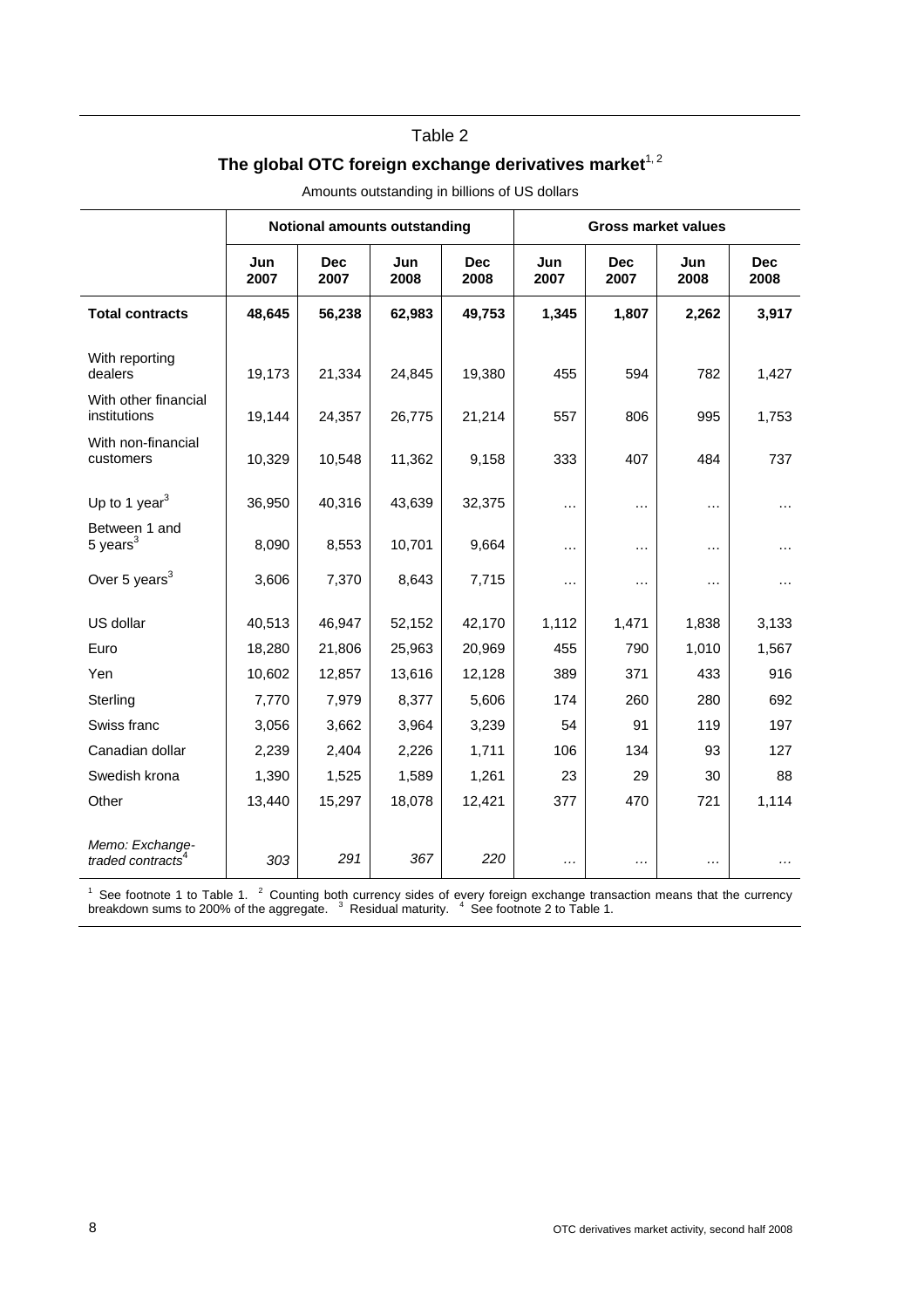Table 2

**The global OTC foreign exchange derivatives market**[1, 2]

Amounts outstanding in billions of US dollars

| | Notional amounts outstanding | | | | Gross market values | | | |
|---|---|---|---|---|---|---|---|---|
| | Jun 2007 | Dec 2007 | Jun 2008 | Dec 2008 | Jun 2007 | Dec 2007 | Jun 2008 | Dec 2008 |
| **Total contracts** | **48,645** | **56,238** | **62,983** | **49,753** | **1,345** | **1,807** | **2,262** | **3,917** |
| With reporting dealers | 19,173 | 21,334 | 24,845 | 19,380 | 455 | 594 | 782 | 1,427 |
| With other financial institutions | 19,144 | 24,357 | 26,775 | 21,214 | 557 | 806 | 995 | 1,753 |
| With non-financial customers | 10,329 | 10,548 | 11,362 | 9,158 | 333 | 407 | 484 | 737 |
| Up to 1 year[3] | 36,950 | 40,316 | 43,639 | 32,375 | … | … | … | … |
| Between 1 and 5 years[3] | 8,090 | 8,553 | 10,701 | 9,664 | … | … | … | … |
| Over 5 years[3] | 3,606 | 7,370 | 8,643 | 7,715 | … | … | … | … |
| US dollar | 40,513 | 46,947 | 52,152 | 42,170 | 1,112 | 1,471 | 1,838 | 3,133 |
| Euro | 18,280 | 21,806 | 25,963 | 20,969 | 455 | 790 | 1,010 | 1,567 |
| Yen | 10,602 | 12,857 | 13,616 | 12,128 | 389 | 371 | 433 | 916 |
| Sterling | 7,770 | 7,979 | 8,377 | 5,606 | 174 | 260 | 280 | 692 |
| Swiss franc | 3,056 | 3,662 | 3,964 | 3,239 | 54 | 91 | 119 | 197 |
| Canadian dollar | 2,239 | 2,404 | 2,226 | 1,711 | 106 | 134 | 93 | 127 |
| Swedish krona | 1,390 | 1,525 | 1,589 | 1,261 | 23 | 29 | 30 | 88 |
| Other | 13,440 | 15,297 | 18,078 | 12,421 | 377 | 470 | 721 | 1,114 |
| *Memo: Exchange-traded contracts*[4] | *303* | *291* | *367* | *220* | … | … | … | … |

[1] See footnote 1 to Table 1. [2] Counting both currency sides of every foreign exchange transaction means that the currency breakdown sums to 200% of the aggregate. [3] Residual maturity. [4] See footnote 2 to Table 1.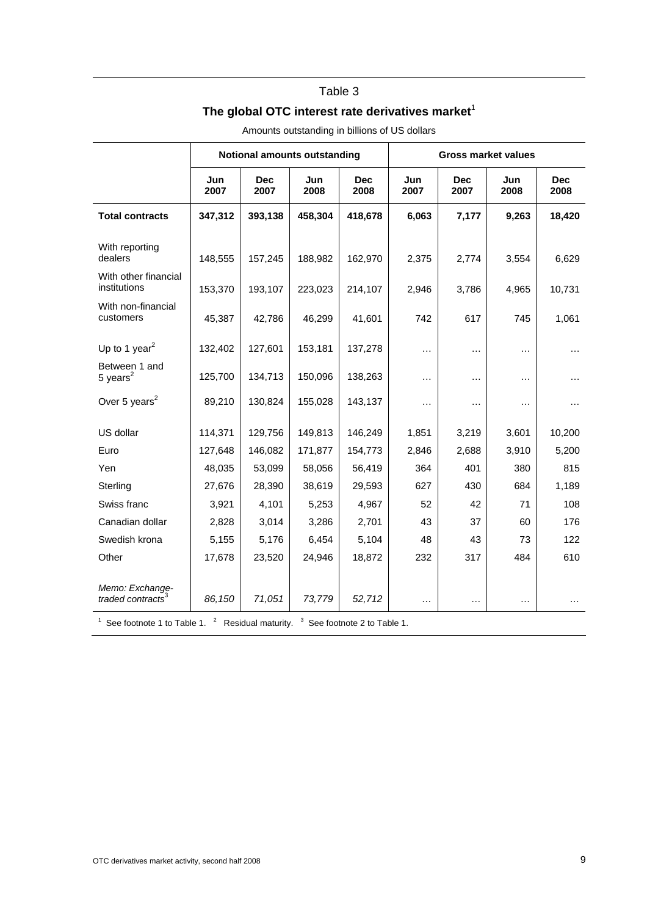Table 3

**The global OTC interest rate derivatives market**[1]

Amounts outstanding in billions of US dollars

| | Notional amounts outstanding | | | | Gross market values | | | |
|---|---|---|---|---|---|---|---|---|
| | Jun 2007 | Dec 2007 | Jun 2008 | Dec 2008 | Jun 2007 | Dec 2007 | Jun 2008 | Dec 2008 |
| **Total contracts** | **347,312** | **393,138** | **458,304** | **418,678** | **6,063** | **7,177** | **9,263** | **18,420** |
| With reporting dealers | 148,555 | 157,245 | 188,982 | 162,970 | 2,375 | 2,774 | 3,554 | 6,629 |
| With other financial institutions | 153,370 | 193,107 | 223,023 | 214,107 | 2,946 | 3,786 | 4,965 | 10,731 |
| With non-financial customers | 45,387 | 42,786 | 46,299 | 41,601 | 742 | 617 | 745 | 1,061 |
| Up to 1 year[2] | 132,402 | 127,601 | 153,181 | 137,278 | … | … | … | … |
| Between 1 and 5 years[2] | 125,700 | 134,713 | 150,096 | 138,263 | … | … | … | … |
| Over 5 years[2] | 89,210 | 130,824 | 155,028 | 143,137 | … | … | … | … |
| US dollar | 114,371 | 129,756 | 149,813 | 146,249 | 1,851 | 3,219 | 3,601 | 10,200 |
| Euro | 127,648 | 146,082 | 171,877 | 154,773 | 2,846 | 2,688 | 3,910 | 5,200 |
| Yen | 48,035 | 53,099 | 58,056 | 56,419 | 364 | 401 | 380 | 815 |
| Sterling | 27,676 | 28,390 | 38,619 | 29,593 | 627 | 430 | 684 | 1,189 |
| Swiss franc | 3,921 | 4,101 | 5,253 | 4,967 | 52 | 42 | 71 | 108 |
| Canadian dollar | 2,828 | 3,014 | 3,286 | 2,701 | 43 | 37 | 60 | 176 |
| Swedish krona | 5,155 | 5,176 | 6,454 | 5,104 | 48 | 43 | 73 | 122 |
| Other | 17,678 | 23,520 | 24,946 | 18,872 | 232 | 317 | 484 | 610 |
| *Memo: Exchange-traded contracts*[3] | *86,150* | *71,051* | *73,779* | *52,712* | … | … | … | … |

[1] See footnote 1 to Table 1. [2] Residual maturity. [3] See footnote 2 to Table 1.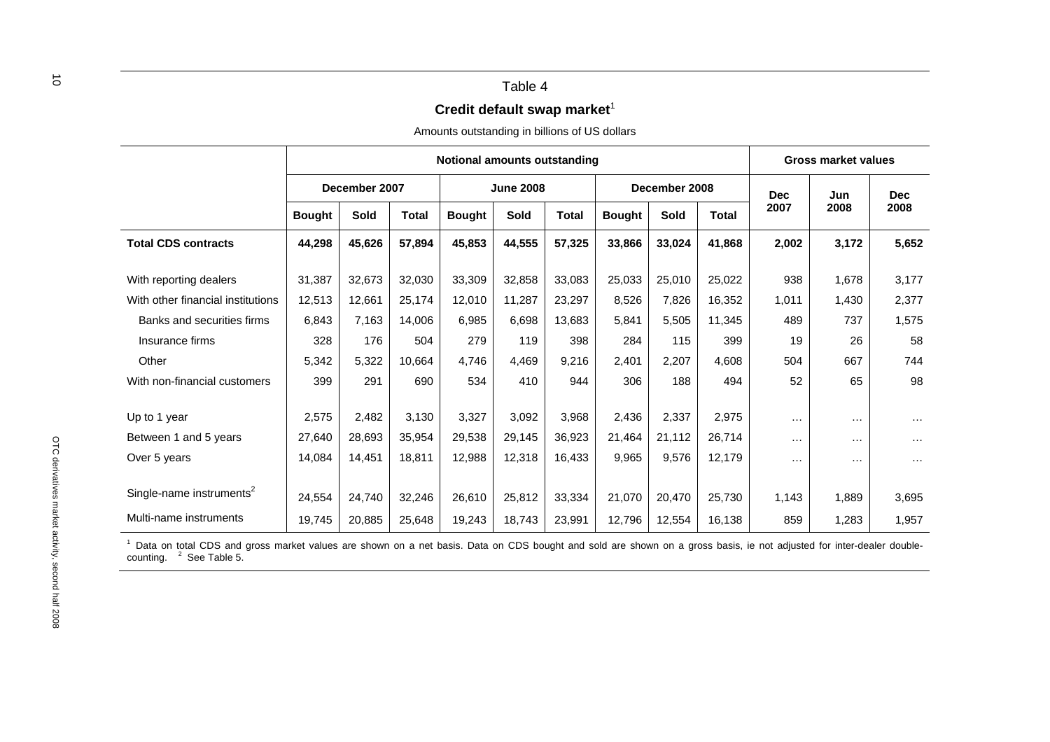## Table 4

### Credit default swap market[1]

Amounts outstanding in billions of US dollars

| | Notional amounts outstanding | | | | | | | | | Gross market values | | |
|---|---|---|---|---|---|---|---|---|---|---|---|---|
| | December 2007 | | | June 2008 | | | December 2008 | | | Dec 2007 | Jun 2008 | Dec 2008 |
| | Bought | Sold | Total | Bought | Sold | Total | Bought | Sold | Total | | | |
| **Total CDS contracts** | **44,298** | **45,626** | **57,894** | **45,853** | **44,555** | **57,325** | **33,866** | **33,024** | **41,868** | **2,002** | **3,172** | **5,652** |
| With reporting dealers | 31,387 | 32,673 | 32,030 | 33,309 | 32,858 | 33,083 | 25,033 | 25,010 | 25,022 | 938 | 1,678 | 3,177 |
| With other financial institutions | 12,513 | 12,661 | 25,174 | 12,010 | 11,287 | 23,297 | 8,526 | 7,826 | 16,352 | 1,011 | 1,430 | 2,377 |
| Banks and securities firms | 6,843 | 7,163 | 14,006 | 6,985 | 6,698 | 13,683 | 5,841 | 5,505 | 11,345 | 489 | 737 | 1,575 |
| Insurance firms | 328 | 176 | 504 | 279 | 119 | 398 | 284 | 115 | 399 | 19 | 26 | 58 |
| Other | 5,342 | 5,322 | 10,664 | 4,746 | 4,469 | 9,216 | 2,401 | 2,207 | 4,608 | 504 | 667 | 744 |
| With non-financial customers | 399 | 291 | 690 | 534 | 410 | 944 | 306 | 188 | 494 | 52 | 65 | 98 |
| Up to 1 year | 2,575 | 2,482 | 3,130 | 3,327 | 3,092 | 3,968 | 2,436 | 2,337 | 2,975 | … | … | … |
| Between 1 and 5 years | 27,640 | 28,693 | 35,954 | 29,538 | 29,145 | 36,923 | 21,464 | 21,112 | 26,714 | … | … | … |
| Over 5 years | 14,084 | 14,451 | 18,811 | 12,988 | 12,318 | 16,433 | 9,965 | 9,576 | 12,179 | … | … | … |
| Single-name instruments[2] | 24,554 | 24,740 | 32,246 | 26,610 | 25,812 | 33,334 | 21,070 | 20,470 | 25,730 | 1,143 | 1,889 | 3,695 |
| Multi-name instruments | 19,745 | 20,885 | 25,648 | 19,243 | 18,743 | 23,991 | 12,796 | 12,554 | 16,138 | 859 | 1,283 | 1,957 |

[1] Data on total CDS and gross market values are shown on a net basis. Data on CDS bought and sold are shown on a gross basis, ie not adjusted for inter-dealer double-counting. [2] See Table 5.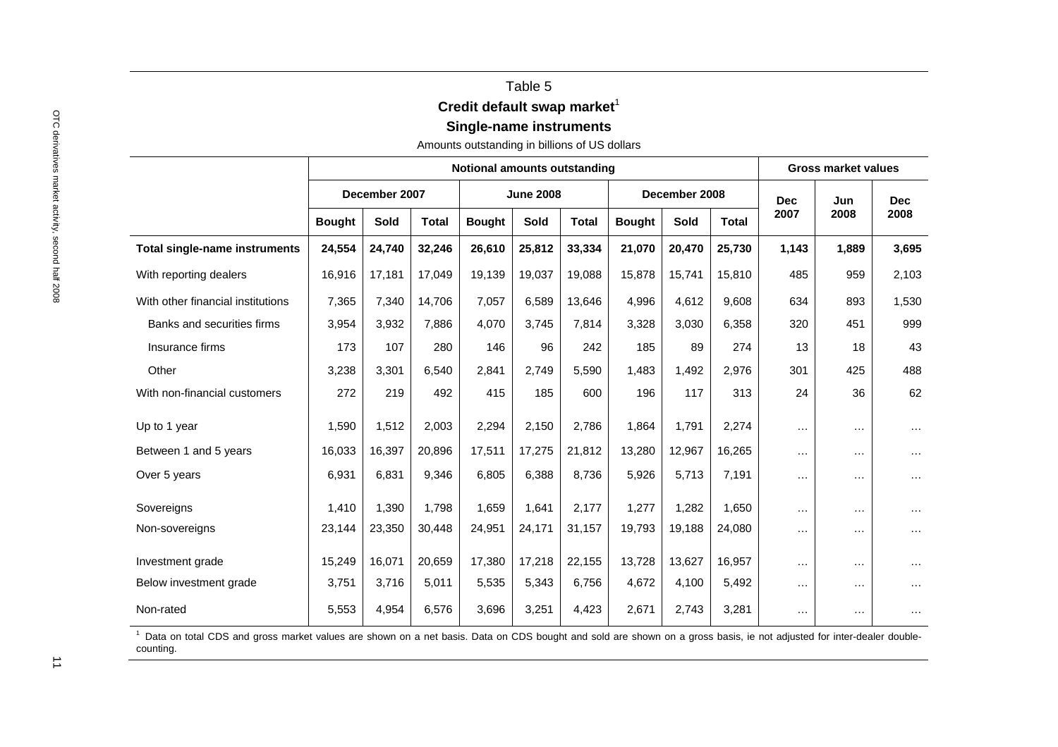Table 5

**Credit default swap market**[1]

**Single-name instruments**

Amounts outstanding in billions of US dollars

| | Notional amounts outstanding | | | | | | | | | Gross market values | | |
|---|---|---|---|---|---|---|---|---|---|---|---|---|
| | December 2007 | | | June 2008 | | | December 2008 | | | Dec 2007 | Jun 2008 | Dec 2008 |
| | **Bought** | **Sold** | **Total** | **Bought** | **Sold** | **Total** | **Bought** | **Sold** | **Total** | | | |
| **Total single-name instruments** | **24,554** | **24,740** | **32,246** | **26,610** | **25,812** | **33,334** | **21,070** | **20,470** | **25,730** | **1,143** | **1,889** | **3,695** |
| With reporting dealers | 16,916 | 17,181 | 17,049 | 19,139 | 19,037 | 19,088 | 15,878 | 15,741 | 15,810 | 485 | 959 | 2,103 |
| With other financial institutions | 7,365 | 7,340 | 14,706 | 7,057 | 6,589 | 13,646 | 4,996 | 4,612 | 9,608 | 634 | 893 | 1,530 |
| Banks and securities firms | 3,954 | 3,932 | 7,886 | 4,070 | 3,745 | 7,814 | 3,328 | 3,030 | 6,358 | 320 | 451 | 999 |
| Insurance firms | 173 | 107 | 280 | 146 | 96 | 242 | 185 | 89 | 274 | 13 | 18 | 43 |
| Other | 3,238 | 3,301 | 6,540 | 2,841 | 2,749 | 5,590 | 1,483 | 1,492 | 2,976 | 301 | 425 | 488 |
| With non-financial customers | 272 | 219 | 492 | 415 | 185 | 600 | 196 | 117 | 313 | 24 | 36 | 62 |
| Up to 1 year | 1,590 | 1,512 | 2,003 | 2,294 | 2,150 | 2,786 | 1,864 | 1,791 | 2,274 | … | … | … |
| Between 1 and 5 years | 16,033 | 16,397 | 20,896 | 17,511 | 17,275 | 21,812 | 13,280 | 12,967 | 16,265 | … | … | … |
| Over 5 years | 6,931 | 6,831 | 9,346 | 6,805 | 6,388 | 8,736 | 5,926 | 5,713 | 7,191 | … | … | … |
| Sovereigns | 1,410 | 1,390 | 1,798 | 1,659 | 1,641 | 2,177 | 1,277 | 1,282 | 1,650 | … | … | … |
| Non-sovereigns | 23,144 | 23,350 | 30,448 | 24,951 | 24,171 | 31,157 | 19,793 | 19,188 | 24,080 | … | … | … |
| Investment grade | 15,249 | 16,071 | 20,659 | 17,380 | 17,218 | 22,155 | 13,728 | 13,627 | 16,957 | … | … | … |
| Below investment grade | 3,751 | 3,716 | 5,011 | 5,535 | 5,343 | 6,756 | 4,672 | 4,100 | 5,492 | … | … | … |
| Non-rated | 5,553 | 4,954 | 6,576 | 3,696 | 3,251 | 4,423 | 2,671 | 2,743 | 3,281 | … | … | … |

[1] Data on total CDS and gross market values are shown on a net basis. Data on CDS bought and sold are shown on a gross basis, ie not adjusted for inter-dealer double-counting.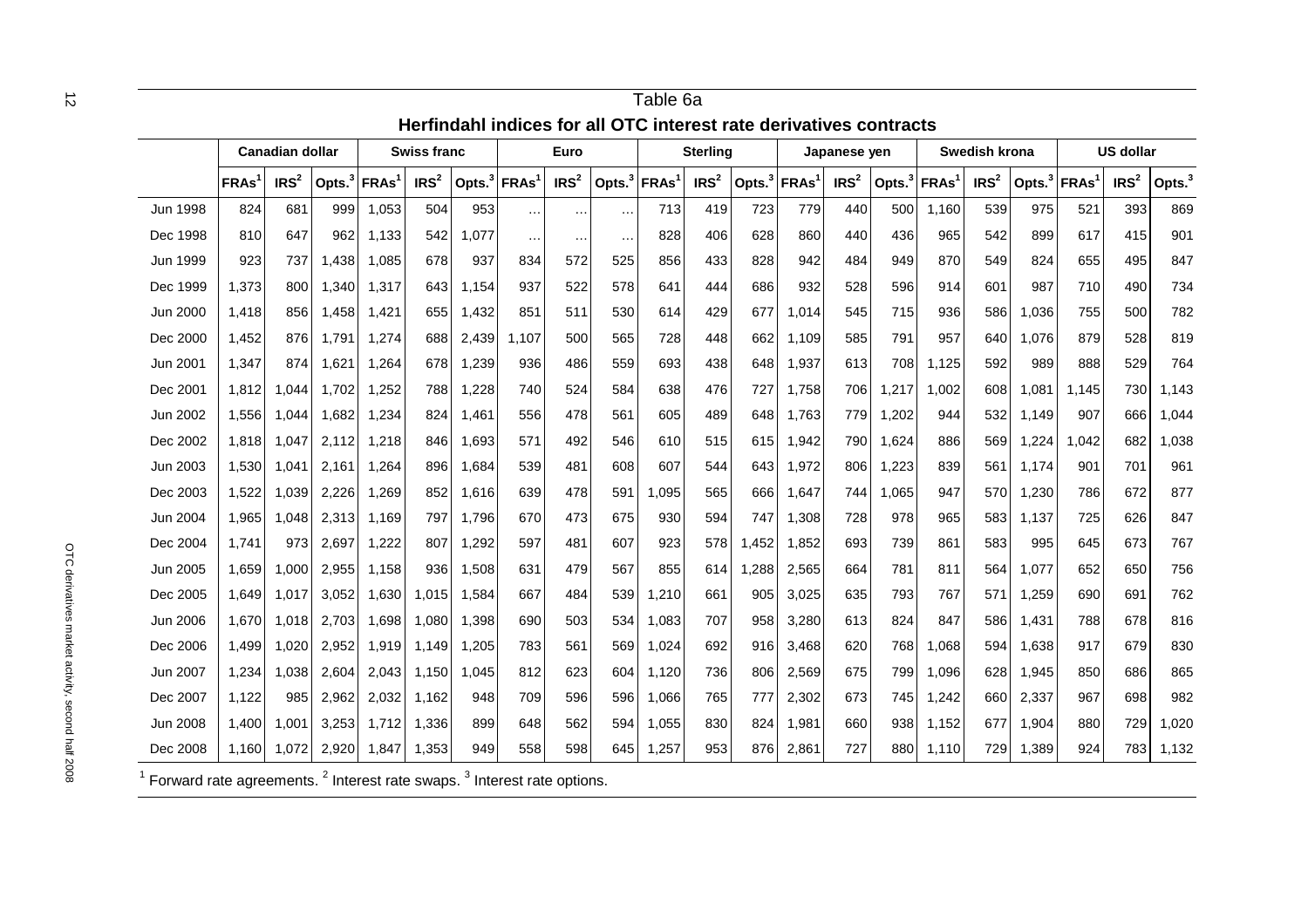Table 6a

**Herfindahl indices for all OTC interest rate derivatives contracts**

| | Canadian dollar | | | Swiss franc | | | Euro | | | Sterling | | | Japanese yen | | | Swedish krona | | | US dollar | | |
|---|---|---|---|---|---|---|---|---|---|---|---|---|---|---|---|---|---|---|---|---|---|
| | FRAs[1] | IRS[2] | Opts.[3] | FRAs[1] | IRS[2] | Opts.[3] | FRAs[1] | IRS[2] | Opts.[3] | FRAs[1] | IRS[2] | Opts.[3] | FRAs[1] | IRS[2] | Opts.[3] | FRAs[1] | IRS[2] | Opts.[3] | FRAs[1] | IRS[2] | Opts.[3] |
| Jun 1998 | 824 | 681 | 999 | 1,053 | 504 | 953 | … | … | … | 713 | 419 | 723 | 779 | 440 | 500 | 1,160 | 539 | 975 | 521 | 393 | 869 |
| Dec 1998 | 810 | 647 | 962 | 1,133 | 542 | 1,077 | … | … | … | 828 | 406 | 628 | 860 | 440 | 436 | 965 | 542 | 899 | 617 | 415 | 901 |
| Jun 1999 | 923 | 737 | 1,438 | 1,085 | 678 | 937 | 834 | 572 | 525 | 856 | 433 | 828 | 942 | 484 | 949 | 870 | 549 | 824 | 655 | 495 | 847 |
| Dec 1999 | 1,373 | 800 | 1,340 | 1,317 | 643 | 1,154 | 937 | 522 | 578 | 641 | 444 | 686 | 932 | 528 | 596 | 914 | 601 | 987 | 710 | 490 | 734 |
| Jun 2000 | 1,418 | 856 | 1,458 | 1,421 | 655 | 1,432 | 851 | 511 | 530 | 614 | 429 | 677 | 1,014 | 545 | 715 | 936 | 586 | 1,036 | 755 | 500 | 782 |
| Dec 2000 | 1,452 | 876 | 1,791 | 1,274 | 688 | 2,439 | 1,107 | 500 | 565 | 728 | 448 | 662 | 1,109 | 585 | 791 | 957 | 640 | 1,076 | 879 | 528 | 819 |
| Jun 2001 | 1,347 | 874 | 1,621 | 1,264 | 678 | 1,239 | 936 | 486 | 559 | 693 | 438 | 648 | 1,937 | 613 | 708 | 1,125 | 592 | 989 | 888 | 529 | 764 |
| Dec 2001 | 1,812 | 1,044 | 1,702 | 1,252 | 788 | 1,228 | 740 | 524 | 584 | 638 | 476 | 727 | 1,758 | 706 | 1,217 | 1,002 | 608 | 1,081 | 1,145 | 730 | 1,143 |
| Jun 2002 | 1,556 | 1,044 | 1,682 | 1,234 | 824 | 1,461 | 556 | 478 | 561 | 605 | 489 | 648 | 1,763 | 779 | 1,202 | 944 | 532 | 1,149 | 907 | 666 | 1,044 |
| Dec 2002 | 1,818 | 1,047 | 2,112 | 1,218 | 846 | 1,693 | 571 | 492 | 546 | 610 | 515 | 615 | 1,942 | 790 | 1,624 | 886 | 569 | 1,224 | 1,042 | 682 | 1,038 |
| Jun 2003 | 1,530 | 1,041 | 2,161 | 1,264 | 896 | 1,684 | 539 | 481 | 608 | 607 | 544 | 643 | 1,972 | 806 | 1,223 | 839 | 561 | 1,174 | 901 | 701 | 961 |
| Dec 2003 | 1,522 | 1,039 | 2,226 | 1,269 | 852 | 1,616 | 639 | 478 | 591 | 1,095 | 565 | 666 | 1,647 | 744 | 1,065 | 947 | 570 | 1,230 | 786 | 672 | 877 |
| Jun 2004 | 1,965 | 1,048 | 2,313 | 1,169 | 797 | 1,796 | 670 | 473 | 675 | 930 | 594 | 747 | 1,308 | 728 | 978 | 965 | 583 | 1,137 | 725 | 626 | 847 |
| Dec 2004 | 1,741 | 973 | 2,697 | 1,222 | 807 | 1,292 | 597 | 481 | 607 | 923 | 578 | 1,452 | 1,852 | 693 | 739 | 861 | 583 | 995 | 645 | 673 | 767 |
| Jun 2005 | 1,659 | 1,000 | 2,955 | 1,158 | 936 | 1,508 | 631 | 479 | 567 | 855 | 614 | 1,288 | 2,565 | 664 | 781 | 811 | 564 | 1,077 | 652 | 650 | 756 |
| Dec 2005 | 1,649 | 1,017 | 3,052 | 1,630 | 1,015 | 1,584 | 667 | 484 | 539 | 1,210 | 661 | 905 | 3,025 | 635 | 793 | 767 | 571 | 1,259 | 690 | 691 | 762 |
| Jun 2006 | 1,670 | 1,018 | 2,703 | 1,698 | 1,080 | 1,398 | 690 | 503 | 534 | 1,083 | 707 | 958 | 3,280 | 613 | 824 | 847 | 586 | 1,431 | 788 | 678 | 816 |
| Dec 2006 | 1,499 | 1,020 | 2,952 | 1,919 | 1,149 | 1,205 | 783 | 561 | 569 | 1,024 | 692 | 916 | 3,468 | 620 | 768 | 1,068 | 594 | 1,638 | 917 | 679 | 830 |
| Jun 2007 | 1,234 | 1,038 | 2,604 | 2,043 | 1,150 | 1,045 | 812 | 623 | 604 | 1,120 | 736 | 806 | 2,569 | 675 | 799 | 1,096 | 628 | 1,945 | 850 | 686 | 865 |
| Dec 2007 | 1,122 | 985 | 2,962 | 2,032 | 1,162 | 948 | 709 | 596 | 596 | 1,066 | 765 | 777 | 2,302 | 673 | 745 | 1,242 | 660 | 2,337 | 967 | 698 | 982 |
| Jun 2008 | 1,400 | 1,001 | 3,253 | 1,712 | 1,336 | 899 | 648 | 562 | 594 | 1,055 | 830 | 824 | 1,981 | 660 | 938 | 1,152 | 677 | 1,904 | 880 | 729 | 1,020 |
| Dec 2008 | 1,160 | 1,072 | 2,920 | 1,847 | 1,353 | 949 | 558 | 598 | 645 | 1,257 | 953 | 876 | 2,861 | 727 | 880 | 1,110 | 729 | 1,389 | 924 | 783 | 1,132 |

[1] Forward rate agreements. [2] Interest rate swaps. [3] Interest rate options.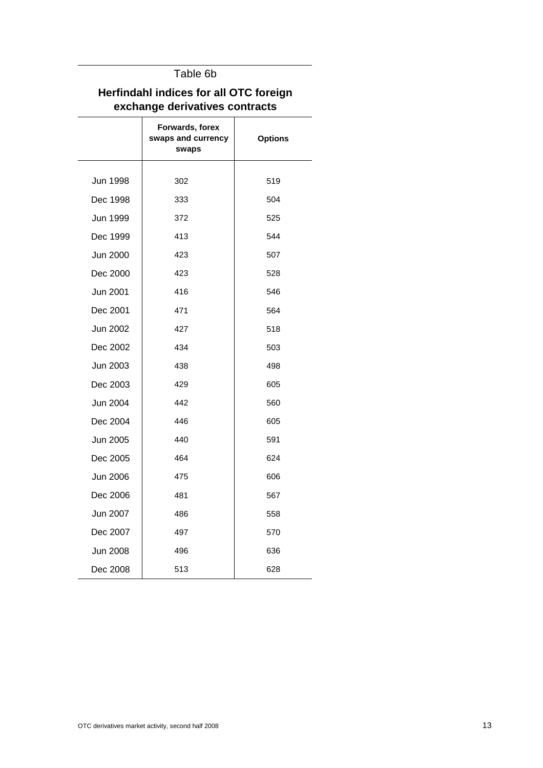Table 6b

## Herfindahl indices for all OTC foreign exchange derivatives contracts

| | Forwards, forex swaps and currency swaps | Options |
|---|---|---|
| Jun 1998 | 302 | 519 |
| Dec 1998 | 333 | 504 |
| Jun 1999 | 372 | 525 |
| Dec 1999 | 413 | 544 |
| Jun 2000 | 423 | 507 |
| Dec 2000 | 423 | 528 |
| Jun 2001 | 416 | 546 |
| Dec 2001 | 471 | 564 |
| Jun 2002 | 427 | 518 |
| Dec 2002 | 434 | 503 |
| Jun 2003 | 438 | 498 |
| Dec 2003 | 429 | 605 |
| Jun 2004 | 442 | 560 |
| Dec 2004 | 446 | 605 |
| Jun 2005 | 440 | 591 |
| Dec 2005 | 464 | 624 |
| Jun 2006 | 475 | 606 |
| Dec 2006 | 481 | 567 |
| Jun 2007 | 486 | 558 |
| Dec 2007 | 497 | 570 |
| Jun 2008 | 496 | 636 |
| Dec 2008 | 513 | 628 |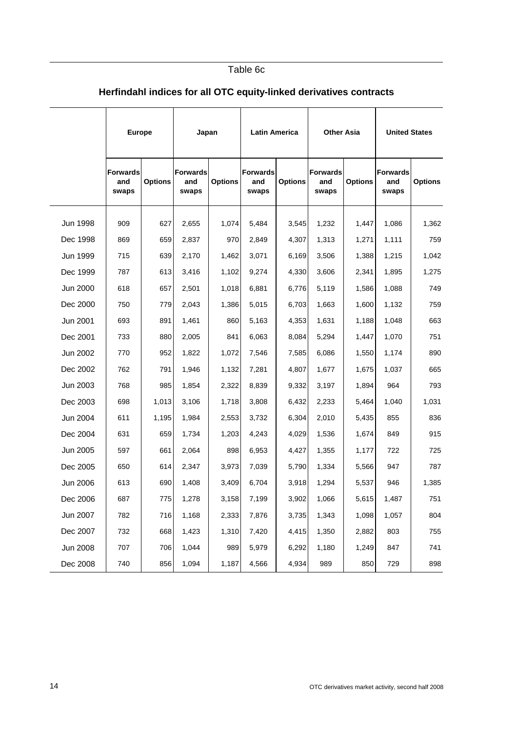Table 6c

## Herfindahl indices for all OTC equity-linked derivatives contracts

| | Europe | | Japan | | Latin America | | Other Asia | | United States | |
|---|---|---|---|---|---|---|---|---|---|---|
| | Forwards and swaps | Options | Forwards and swaps | Options | Forwards and swaps | Options | Forwards and swaps | Options | Forwards and swaps | Options |
| Jun 1998 | 909 | 627 | 2,655 | 1,074 | 5,484 | 3,545 | 1,232 | 1,447 | 1,086 | 1,362 |
| Dec 1998 | 869 | 659 | 2,837 | 970 | 2,849 | 4,307 | 1,313 | 1,271 | 1,111 | 759 |
| Jun 1999 | 715 | 639 | 2,170 | 1,462 | 3,071 | 6,169 | 3,506 | 1,388 | 1,215 | 1,042 |
| Dec 1999 | 787 | 613 | 3,416 | 1,102 | 9,274 | 4,330 | 3,606 | 2,341 | 1,895 | 1,275 |
| Jun 2000 | 618 | 657 | 2,501 | 1,018 | 6,881 | 6,776 | 5,119 | 1,586 | 1,088 | 749 |
| Dec 2000 | 750 | 779 | 2,043 | 1,386 | 5,015 | 6,703 | 1,663 | 1,600 | 1,132 | 759 |
| Jun 2001 | 693 | 891 | 1,461 | 860 | 5,163 | 4,353 | 1,631 | 1,188 | 1,048 | 663 |
| Dec 2001 | 733 | 880 | 2,005 | 841 | 6,063 | 8,084 | 5,294 | 1,447 | 1,070 | 751 |
| Jun 2002 | 770 | 952 | 1,822 | 1,072 | 7,546 | 7,585 | 6,086 | 1,550 | 1,174 | 890 |
| Dec 2002 | 762 | 791 | 1,946 | 1,132 | 7,281 | 4,807 | 1,677 | 1,675 | 1,037 | 665 |
| Jun 2003 | 768 | 985 | 1,854 | 2,322 | 8,839 | 9,332 | 3,197 | 1,894 | 964 | 793 |
| Dec 2003 | 698 | 1,013 | 3,106 | 1,718 | 3,808 | 6,432 | 2,233 | 5,464 | 1,040 | 1,031 |
| Jun 2004 | 611 | 1,195 | 1,984 | 2,553 | 3,732 | 6,304 | 2,010 | 5,435 | 855 | 836 |
| Dec 2004 | 631 | 659 | 1,734 | 1,203 | 4,243 | 4,029 | 1,536 | 1,674 | 849 | 915 |
| Jun 2005 | 597 | 661 | 2,064 | 898 | 6,953 | 4,427 | 1,355 | 1,177 | 722 | 725 |
| Dec 2005 | 650 | 614 | 2,347 | 3,973 | 7,039 | 5,790 | 1,334 | 5,566 | 947 | 787 |
| Jun 2006 | 613 | 690 | 1,408 | 3,409 | 6,704 | 3,918 | 1,294 | 5,537 | 946 | 1,385 |
| Dec 2006 | 687 | 775 | 1,278 | 3,158 | 7,199 | 3,902 | 1,066 | 5,615 | 1,487 | 751 |
| Jun 2007 | 782 | 716 | 1,168 | 2,333 | 7,876 | 3,735 | 1,343 | 1,098 | 1,057 | 804 |
| Dec 2007 | 732 | 668 | 1,423 | 1,310 | 7,420 | 4,415 | 1,350 | 2,882 | 803 | 755 |
| Jun 2008 | 707 | 706 | 1,044 | 989 | 5,979 | 6,292 | 1,180 | 1,249 | 847 | 741 |
| Dec 2008 | 740 | 856 | 1,094 | 1,187 | 4,566 | 4,934 | 989 | 850 | 729 | 898 |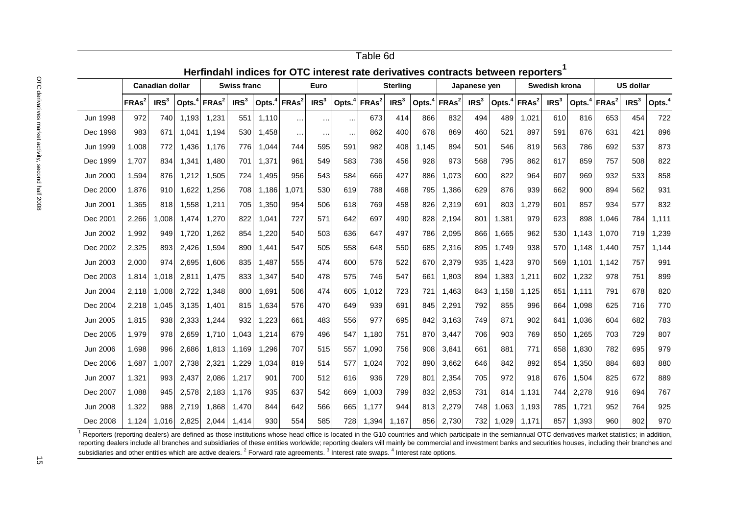Table 6d

## Herfindahl indices for OTC interest rate derivatives contracts between reporters[1]

| | Canadian dollar | | | Swiss franc | | | Euro | | | Sterling | | | Japanese yen | | | Swedish krona | | | US dollar | | |
|---|---|---|---|---|---|---|---|---|---|---|---|---|---|---|---|---|---|---|---|---|---|
| | FRAs[2] | IRS[3] | Opts.[4] | FRAs[2] | IRS[3] | Opts.[4] | FRAs[2] | IRS[3] | Opts.[4] | FRAs[2] | IRS[3] | Opts.[4] | FRAs[2] | IRS[3] | Opts.[4] | FRAs[2] | IRS[3] | Opts.[4] | FRAs[2] | IRS[3] | Opts.[4] |
| Jun 1998 | 972 | 740 | 1,193 | 1,231 | 551 | 1,110 | … | … | … | 673 | 414 | 866 | 832 | 494 | 489 | 1,021 | 610 | 816 | 653 | 454 | 722 |
| Dec 1998 | 983 | 671 | 1,041 | 1,194 | 530 | 1,458 | … | … | … | 862 | 400 | 678 | 869 | 460 | 521 | 897 | 591 | 876 | 631 | 421 | 896 |
| Jun 1999 | 1,008 | 772 | 1,436 | 1,176 | 776 | 1,044 | 744 | 595 | 591 | 982 | 408 | 1,145 | 894 | 501 | 546 | 819 | 563 | 786 | 692 | 537 | 873 |
| Dec 1999 | 1,707 | 834 | 1,341 | 1,480 | 701 | 1,371 | 961 | 549 | 583 | 736 | 456 | 928 | 973 | 568 | 795 | 862 | 617 | 859 | 757 | 508 | 822 |
| Jun 2000 | 1,594 | 876 | 1,212 | 1,505 | 724 | 1,495 | 956 | 543 | 584 | 666 | 427 | 886 | 1,073 | 600 | 822 | 964 | 607 | 969 | 932 | 533 | 858 |
| Dec 2000 | 1,876 | 910 | 1,622 | 1,256 | 708 | 1,186 | 1,071 | 530 | 619 | 788 | 468 | 795 | 1,386 | 629 | 876 | 939 | 662 | 900 | 894 | 562 | 931 |
| Jun 2001 | 1,365 | 818 | 1,558 | 1,211 | 705 | 1,350 | 954 | 506 | 618 | 769 | 458 | 826 | 2,319 | 691 | 803 | 1,279 | 601 | 857 | 934 | 577 | 832 |
| Dec 2001 | 2,266 | 1,008 | 1,474 | 1,270 | 822 | 1,041 | 727 | 571 | 642 | 697 | 490 | 828 | 2,194 | 801 | 1,381 | 979 | 623 | 898 | 1,046 | 784 | 1,111 |
| Jun 2002 | 1,992 | 949 | 1,720 | 1,262 | 854 | 1,220 | 540 | 503 | 636 | 647 | 497 | 786 | 2,095 | 866 | 1,665 | 962 | 530 | 1,143 | 1,070 | 719 | 1,239 |
| Dec 2002 | 2,325 | 893 | 2,426 | 1,594 | 890 | 1,441 | 547 | 505 | 558 | 648 | 550 | 685 | 2,316 | 895 | 1,749 | 938 | 570 | 1,148 | 1,440 | 757 | 1,144 |
| Jun 2003 | 2,000 | 974 | 2,695 | 1,606 | 835 | 1,487 | 555 | 474 | 600 | 576 | 522 | 670 | 2,379 | 935 | 1,423 | 970 | 569 | 1,101 | 1,142 | 757 | 991 |
| Dec 2003 | 1,814 | 1,018 | 2,811 | 1,475 | 833 | 1,347 | 540 | 478 | 575 | 746 | 547 | 661 | 1,803 | 894 | 1,383 | 1,211 | 602 | 1,232 | 978 | 751 | 899 |
| Jun 2004 | 2,118 | 1,008 | 2,722 | 1,348 | 800 | 1,691 | 506 | 474 | 605 | 1,012 | 723 | 721 | 1,463 | 843 | 1,158 | 1,125 | 651 | 1,111 | 791 | 678 | 820 |
| Dec 2004 | 2,218 | 1,045 | 3,135 | 1,401 | 815 | 1,634 | 576 | 470 | 649 | 939 | 691 | 845 | 2,291 | 792 | 855 | 996 | 664 | 1,098 | 625 | 716 | 770 |
| Jun 2005 | 1,815 | 938 | 2,333 | 1,244 | 932 | 1,223 | 661 | 483 | 556 | 977 | 695 | 842 | 3,163 | 749 | 871 | 902 | 641 | 1,036 | 604 | 682 | 783 |
| Dec 2005 | 1,979 | 978 | 2,659 | 1,710 | 1,043 | 1,214 | 679 | 496 | 547 | 1,180 | 751 | 870 | 3,447 | 706 | 903 | 769 | 650 | 1,265 | 703 | 729 | 807 |
| Jun 2006 | 1,698 | 996 | 2,686 | 1,813 | 1,169 | 1,296 | 707 | 515 | 557 | 1,090 | 756 | 908 | 3,841 | 661 | 881 | 771 | 658 | 1,830 | 782 | 695 | 979 |
| Dec 2006 | 1,687 | 1,007 | 2,738 | 2,321 | 1,229 | 1,034 | 819 | 514 | 577 | 1,024 | 702 | 890 | 3,662 | 646 | 842 | 892 | 654 | 1,350 | 884 | 683 | 880 |
| Jun 2007 | 1,321 | 993 | 2,437 | 2,086 | 1,217 | 901 | 700 | 512 | 616 | 936 | 729 | 801 | 2,354 | 705 | 972 | 918 | 676 | 1,504 | 825 | 672 | 889 |
| Dec 2007 | 1,088 | 945 | 2,578 | 2,183 | 1,176 | 935 | 637 | 542 | 669 | 1,003 | 799 | 832 | 2,853 | 731 | 814 | 1,131 | 744 | 2,278 | 916 | 694 | 767 |
| Jun 2008 | 1,322 | 988 | 2,719 | 1,868 | 1,470 | 844 | 642 | 566 | 665 | 1,177 | 944 | 813 | 2,279 | 748 | 1,063 | 1,193 | 785 | 1,721 | 952 | 764 | 925 |
| Dec 2008 | 1,124 | 1,016 | 2,825 | 2,044 | 1,414 | 930 | 554 | 585 | 728 | 1,394 | 1,167 | 856 | 2,730 | 732 | 1,029 | 1,171 | 857 | 1,393 | 960 | 802 | 970 |

[1] Reporters (reporting dealers) are defined as those institutions whose head office is located in the G10 countries and which participate in the semiannual OTC derivatives market statistics; in addition, reporting dealers include all branches and subsidiaries of these entities worldwide; reporting dealers will mainly be commercial and investment banks and securities houses, including their branches and subsidiaries and other entities which are active dealers. [2] Forward rate agreements. [3] Interest rate swaps. [4] Interest rate options.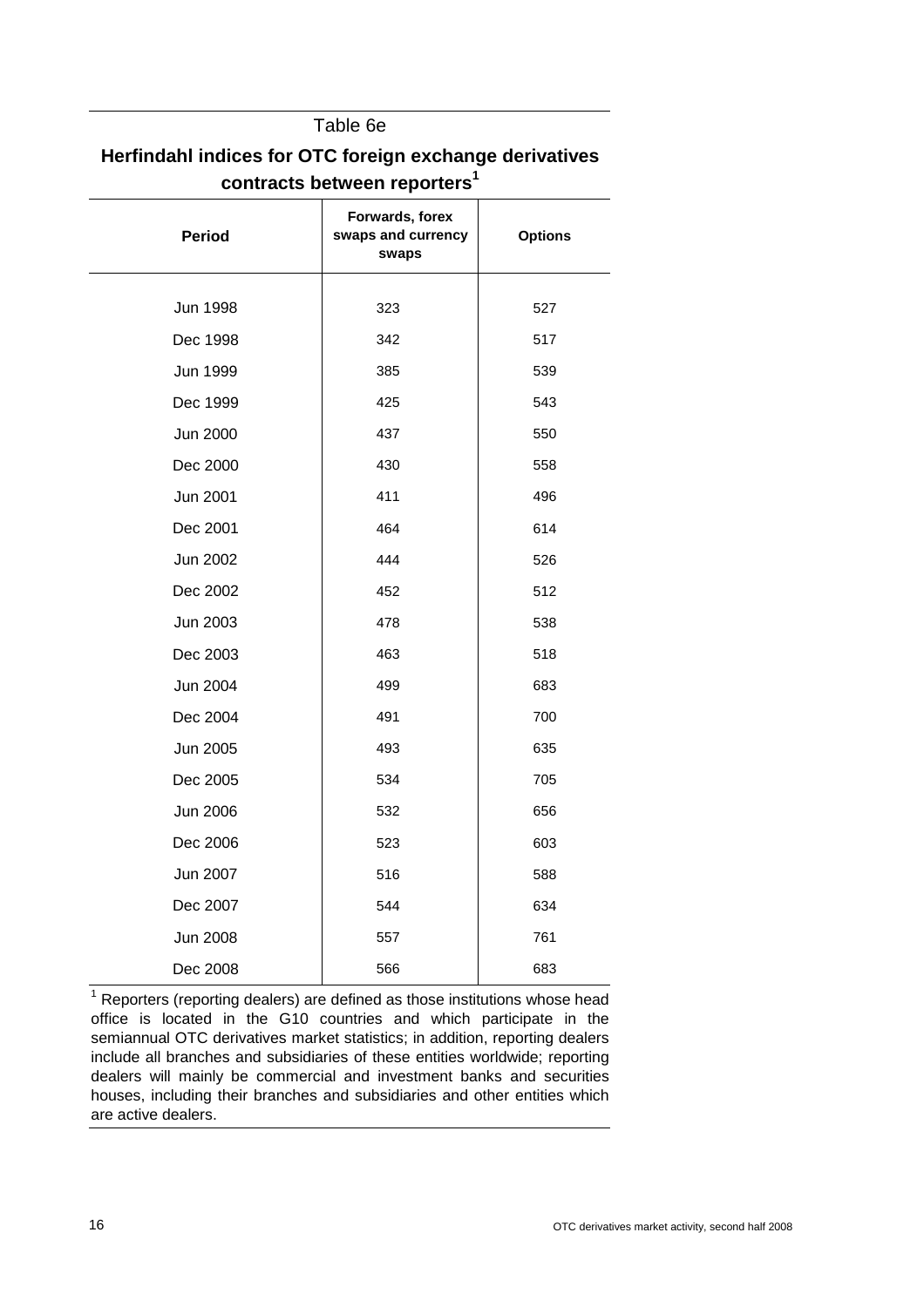Table 6e

## Herfindahl indices for OTC foreign exchange derivatives contracts between reporters[1]

| Period | Forwards, forex swaps and currency swaps | Options |
|---|---|---|
| Jun 1998 | 323 | 527 |
| Dec 1998 | 342 | 517 |
| Jun 1999 | 385 | 539 |
| Dec 1999 | 425 | 543 |
| Jun 2000 | 437 | 550 |
| Dec 2000 | 430 | 558 |
| Jun 2001 | 411 | 496 |
| Dec 2001 | 464 | 614 |
| Jun 2002 | 444 | 526 |
| Dec 2002 | 452 | 512 |
| Jun 2003 | 478 | 538 |
| Dec 2003 | 463 | 518 |
| Jun 2004 | 499 | 683 |
| Dec 2004 | 491 | 700 |
| Jun 2005 | 493 | 635 |
| Dec 2005 | 534 | 705 |
| Jun 2006 | 532 | 656 |
| Dec 2006 | 523 | 603 |
| Jun 2007 | 516 | 588 |
| Dec 2007 | 544 | 634 |
| Jun 2008 | 557 | 761 |
| Dec 2008 | 566 | 683 |

[1] Reporters (reporting dealers) are defined as those institutions whose head office is located in the G10 countries and which participate in the semiannual OTC derivatives market statistics; in addition, reporting dealers include all branches and subsidiaries of these entities worldwide; reporting dealers will mainly be commercial and investment banks and securities houses, including their branches and subsidiaries and other entities which are active dealers.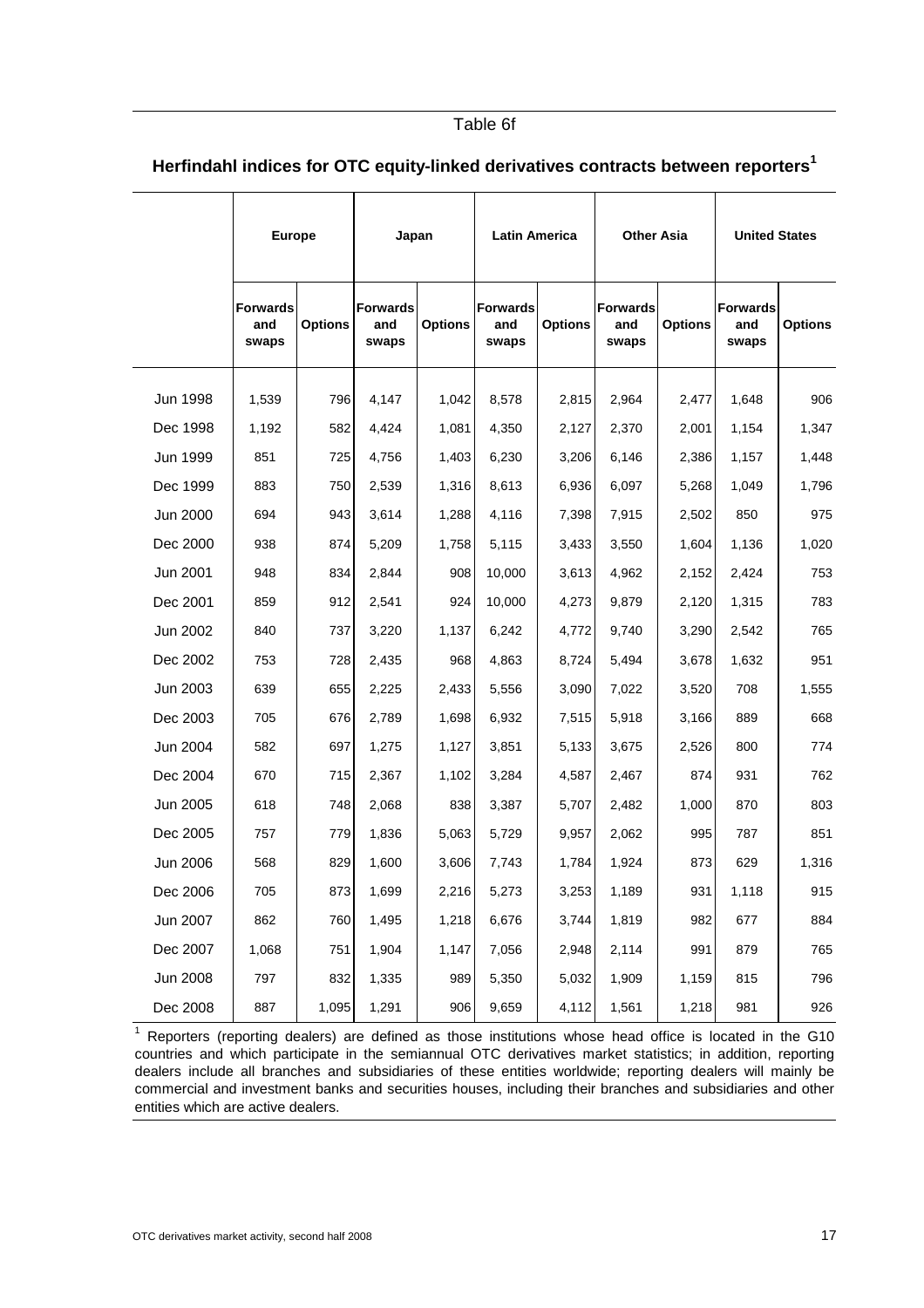Table 6f

## Herfindahl indices for OTC equity-linked derivatives contracts between reporters[1]

| | Europe | | Japan | | Latin America | | Other Asia | | United States | |
|---|---|---|---|---|---|---|---|---|---|---|
| | Forwards and swaps | Options | Forwards and swaps | Options | Forwards and swaps | Options | Forwards and swaps | Options | Forwards and swaps | Options |
| Jun 1998 | 1,539 | 796 | 4,147 | 1,042 | 8,578 | 2,815 | 2,964 | 2,477 | 1,648 | 906 |
| Dec 1998 | 1,192 | 582 | 4,424 | 1,081 | 4,350 | 2,127 | 2,370 | 2,001 | 1,154 | 1,347 |
| Jun 1999 | 851 | 725 | 4,756 | 1,403 | 6,230 | 3,206 | 6,146 | 2,386 | 1,157 | 1,448 |
| Dec 1999 | 883 | 750 | 2,539 | 1,316 | 8,613 | 6,936 | 6,097 | 5,268 | 1,049 | 1,796 |
| Jun 2000 | 694 | 943 | 3,614 | 1,288 | 4,116 | 7,398 | 7,915 | 2,502 | 850 | 975 |
| Dec 2000 | 938 | 874 | 5,209 | 1,758 | 5,115 | 3,433 | 3,550 | 1,604 | 1,136 | 1,020 |
| Jun 2001 | 948 | 834 | 2,844 | 908 | 10,000 | 3,613 | 4,962 | 2,152 | 2,424 | 753 |
| Dec 2001 | 859 | 912 | 2,541 | 924 | 10,000 | 4,273 | 9,879 | 2,120 | 1,315 | 783 |
| Jun 2002 | 840 | 737 | 3,220 | 1,137 | 6,242 | 4,772 | 9,740 | 3,290 | 2,542 | 765 |
| Dec 2002 | 753 | 728 | 2,435 | 968 | 4,863 | 8,724 | 5,494 | 3,678 | 1,632 | 951 |
| Jun 2003 | 639 | 655 | 2,225 | 2,433 | 5,556 | 3,090 | 7,022 | 3,520 | 708 | 1,555 |
| Dec 2003 | 705 | 676 | 2,789 | 1,698 | 6,932 | 7,515 | 5,918 | 3,166 | 889 | 668 |
| Jun 2004 | 582 | 697 | 1,275 | 1,127 | 3,851 | 5,133 | 3,675 | 2,526 | 800 | 774 |
| Dec 2004 | 670 | 715 | 2,367 | 1,102 | 3,284 | 4,587 | 2,467 | 874 | 931 | 762 |
| Jun 2005 | 618 | 748 | 2,068 | 838 | 3,387 | 5,707 | 2,482 | 1,000 | 870 | 803 |
| Dec 2005 | 757 | 779 | 1,836 | 5,063 | 5,729 | 9,957 | 2,062 | 995 | 787 | 851 |
| Jun 2006 | 568 | 829 | 1,600 | 3,606 | 7,743 | 1,784 | 1,924 | 873 | 629 | 1,316 |
| Dec 2006 | 705 | 873 | 1,699 | 2,216 | 5,273 | 3,253 | 1,189 | 931 | 1,118 | 915 |
| Jun 2007 | 862 | 760 | 1,495 | 1,218 | 6,676 | 3,744 | 1,819 | 982 | 677 | 884 |
| Dec 2007 | 1,068 | 751 | 1,904 | 1,147 | 7,056 | 2,948 | 2,114 | 991 | 879 | 765 |
| Jun 2008 | 797 | 832 | 1,335 | 989 | 5,350 | 5,032 | 1,909 | 1,159 | 815 | 796 |
| Dec 2008 | 887 | 1,095 | 1,291 | 906 | 9,659 | 4,112 | 1,561 | 1,218 | 981 | 926 |

[1] Reporters (reporting dealers) are defined as those institutions whose head office is located in the G10 countries and which participate in the semiannual OTC derivatives market statistics; in addition, reporting dealers include all branches and subsidiaries of these entities worldwide; reporting dealers will mainly be commercial and investment banks and securities houses, including their branches and subsidiaries and other entities which are active dealers.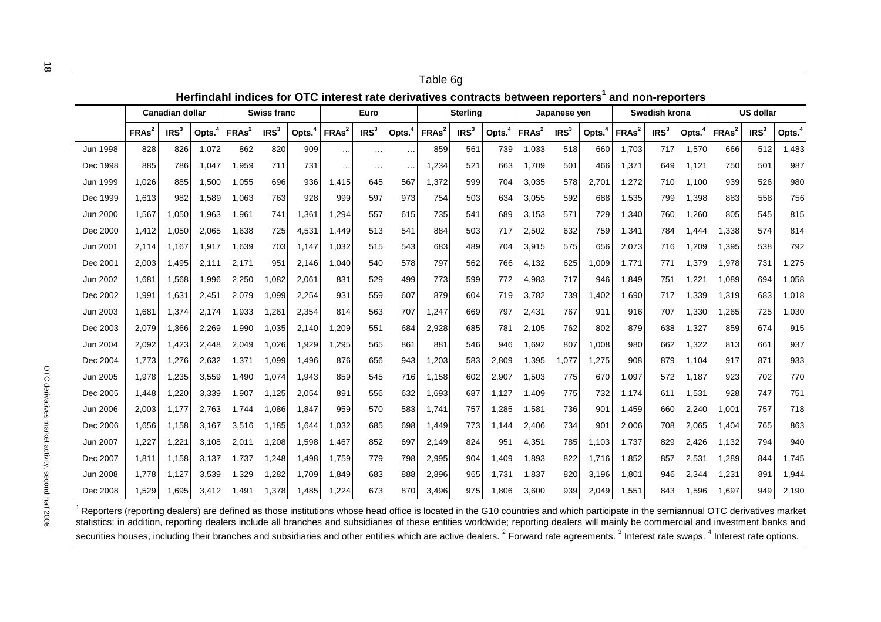Table 6g

**Herfindahl indices for OTC interest rate derivatives contracts between reporters[1] and non-reporters**

| | Canadian dollar | | | Swiss franc | | | Euro | | | Sterling | | | Japanese yen | | | Swedish krona | | | US dollar | | |
|---|---|---|---|---|---|---|---|---|---|---|---|---|---|---|---|---|---|---|---|---|---|
| | FRAs[2] | IRS[3] | Opts.[4] | FRAs[2] | IRS[3] | Opts.[4] | FRAs[2] | IRS[3] | Opts.[4] | FRAs[2] | IRS[3] | Opts.[4] | FRAs[2] | IRS[3] | Opts.[4] | FRAs[2] | IRS[3] | Opts.[4] | FRAs[2] | IRS[3] | Opts.[4] |
| Jun 1998 | 828 | 826 | 1,072 | 862 | 820 | 909 | … | … | … | 859 | 561 | 739 | 1,033 | 518 | 660 | 1,703 | 717 | 1,570 | 666 | 512 | 1,483 |
| Dec 1998 | 885 | 786 | 1,047 | 1,959 | 711 | 731 | … | … | … | 1,234 | 521 | 663 | 1,709 | 501 | 466 | 1,371 | 649 | 1,121 | 750 | 501 | 987 |
| Jun 1999 | 1,026 | 885 | 1,500 | 1,055 | 696 | 936 | 1,415 | 645 | 567 | 1,372 | 599 | 704 | 3,035 | 578 | 2,701 | 1,272 | 710 | 1,100 | 939 | 526 | 980 |
| Dec 1999 | 1,613 | 982 | 1,589 | 1,063 | 763 | 928 | 999 | 597 | 973 | 754 | 503 | 634 | 3,055 | 592 | 688 | 1,535 | 799 | 1,398 | 883 | 558 | 756 |
| Jun 2000 | 1,567 | 1,050 | 1,963 | 1,961 | 741 | 1,361 | 1,294 | 557 | 615 | 735 | 541 | 689 | 3,153 | 571 | 729 | 1,340 | 760 | 1,260 | 805 | 545 | 815 |
| Dec 2000 | 1,412 | 1,050 | 2,065 | 1,638 | 725 | 4,531 | 1,449 | 513 | 541 | 884 | 503 | 717 | 2,502 | 632 | 759 | 1,341 | 784 | 1,444 | 1,338 | 574 | 814 |
| Jun 2001 | 2,114 | 1,167 | 1,917 | 1,639 | 703 | 1,147 | 1,032 | 515 | 543 | 683 | 489 | 704 | 3,915 | 575 | 656 | 2,073 | 716 | 1,209 | 1,395 | 538 | 792 |
| Dec 2001 | 2,003 | 1,495 | 2,111 | 2,171 | 951 | 2,146 | 1,040 | 540 | 578 | 797 | 562 | 766 | 4,132 | 625 | 1,009 | 1,771 | 771 | 1,379 | 1,978 | 731 | 1,275 |
| Jun 2002 | 1,681 | 1,568 | 1,996 | 2,250 | 1,082 | 2,061 | 831 | 529 | 499 | 773 | 599 | 772 | 4,983 | 717 | 946 | 1,849 | 751 | 1,221 | 1,089 | 694 | 1,058 |
| Dec 2002 | 1,991 | 1,631 | 2,451 | 2,079 | 1,099 | 2,254 | 931 | 559 | 607 | 879 | 604 | 719 | 3,782 | 739 | 1,402 | 1,690 | 717 | 1,339 | 1,319 | 683 | 1,018 |
| Jun 2003 | 1,681 | 1,374 | 2,174 | 1,933 | 1,261 | 2,354 | 814 | 563 | 707 | 1,247 | 669 | 797 | 2,431 | 767 | 911 | 916 | 707 | 1,330 | 1,265 | 725 | 1,030 |
| Dec 2003 | 2,079 | 1,366 | 2,269 | 1,990 | 1,035 | 2,140 | 1,209 | 551 | 684 | 2,928 | 685 | 781 | 2,105 | 762 | 802 | 879 | 638 | 1,327 | 859 | 674 | 915 |
| Jun 2004 | 2,092 | 1,423 | 2,448 | 2,049 | 1,026 | 1,929 | 1,295 | 565 | 861 | 881 | 546 | 946 | 1,692 | 807 | 1,008 | 980 | 662 | 1,322 | 813 | 661 | 937 |
| Dec 2004 | 1,773 | 1,276 | 2,632 | 1,371 | 1,099 | 1,496 | 876 | 656 | 943 | 1,203 | 583 | 2,809 | 1,395 | 1,077 | 1,275 | 908 | 879 | 1,104 | 917 | 871 | 933 |
| Jun 2005 | 1,978 | 1,235 | 3,559 | 1,490 | 1,074 | 1,943 | 859 | 545 | 716 | 1,158 | 602 | 2,907 | 1,503 | 775 | 670 | 1,097 | 572 | 1,187 | 923 | 702 | 770 |
| Dec 2005 | 1,448 | 1,220 | 3,339 | 1,907 | 1,125 | 2,054 | 891 | 556 | 632 | 1,693 | 687 | 1,127 | 1,409 | 775 | 732 | 1,174 | 611 | 1,531 | 928 | 747 | 751 |
| Jun 2006 | 2,003 | 1,177 | 2,763 | 1,744 | 1,086 | 1,847 | 959 | 570 | 583 | 1,741 | 757 | 1,285 | 1,581 | 736 | 901 | 1,459 | 660 | 2,240 | 1,001 | 757 | 718 |
| Dec 2006 | 1,656 | 1,158 | 3,167 | 3,516 | 1,185 | 1,644 | 1,032 | 685 | 698 | 1,449 | 773 | 1,144 | 2,406 | 734 | 901 | 2,006 | 708 | 2,065 | 1,404 | 765 | 863 |
| Jun 2007 | 1,227 | 1,221 | 3,108 | 2,011 | 1,208 | 1,598 | 1,467 | 852 | 697 | 2,149 | 824 | 951 | 4,351 | 785 | 1,103 | 1,737 | 829 | 2,426 | 1,132 | 794 | 940 |
| Dec 2007 | 1,811 | 1,158 | 3,137 | 1,737 | 1,248 | 1,498 | 1,759 | 779 | 798 | 2,995 | 904 | 1,409 | 1,893 | 822 | 1,716 | 1,852 | 857 | 2,531 | 1,289 | 844 | 1,745 |
| Jun 2008 | 1,778 | 1,127 | 3,539 | 1,329 | 1,282 | 1,709 | 1,849 | 683 | 888 | 2,896 | 965 | 1,731 | 1,837 | 820 | 3,196 | 1,801 | 946 | 2,344 | 1,231 | 891 | 1,944 |
| Dec 2008 | 1,529 | 1,695 | 3,412 | 1,491 | 1,378 | 1,485 | 1,224 | 673 | 870 | 3,496 | 975 | 1,806 | 3,600 | 939 | 2,049 | 1,551 | 843 | 1,596 | 1,697 | 949 | 2,190 |

[1] Reporters (reporting dealers) are defined as those institutions whose head office is located in the G10 countries and which participate in the semiannual OTC derivatives market statistics; in addition, reporting dealers include all branches and subsidiaries of these entities worldwide; reporting dealers will mainly be commercial and investment banks and securities houses, including their branches and subsidiaries and other entities which are active dealers. [2] Forward rate agreements. [3] Interest rate swaps. [4] Interest rate options.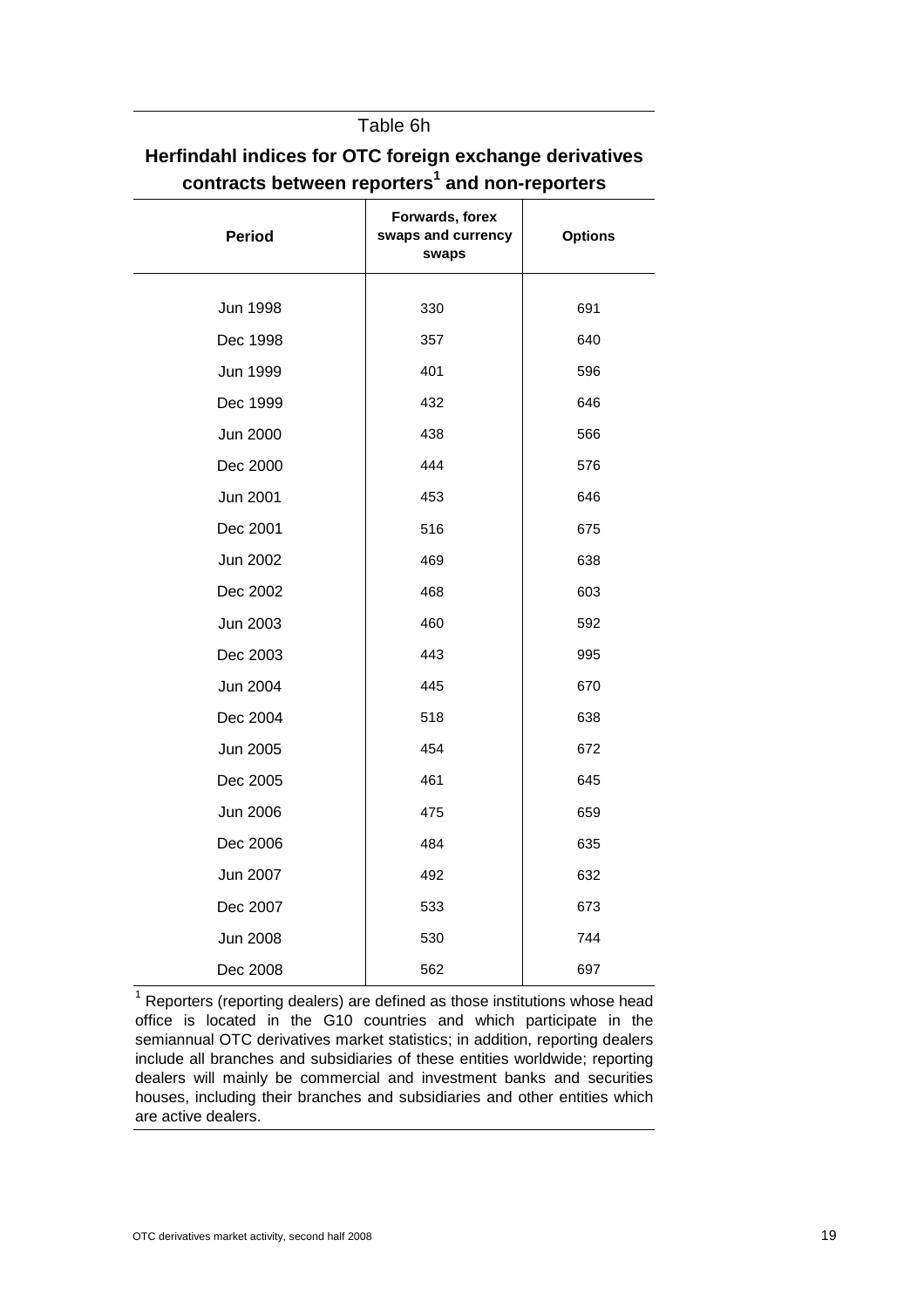Table 6h

## Herfindahl indices for OTC foreign exchange derivatives contracts between reporters[1] and non-reporters

| Period | Forwards, forex swaps and currency swaps | Options |
|---|---|---|
| Jun 1998 | 330 | 691 |
| Dec 1998 | 357 | 640 |
| Jun 1999 | 401 | 596 |
| Dec 1999 | 432 | 646 |
| Jun 2000 | 438 | 566 |
| Dec 2000 | 444 | 576 |
| Jun 2001 | 453 | 646 |
| Dec 2001 | 516 | 675 |
| Jun 2002 | 469 | 638 |
| Dec 2002 | 468 | 603 |
| Jun 2003 | 460 | 592 |
| Dec 2003 | 443 | 995 |
| Jun 2004 | 445 | 670 |
| Dec 2004 | 518 | 638 |
| Jun 2005 | 454 | 672 |
| Dec 2005 | 461 | 645 |
| Jun 2006 | 475 | 659 |
| Dec 2006 | 484 | 635 |
| Jun 2007 | 492 | 632 |
| Dec 2007 | 533 | 673 |
| Jun 2008 | 530 | 744 |
| Dec 2008 | 562 | 697 |

[1] Reporters (reporting dealers) are defined as those institutions whose head office is located in the G10 countries and which participate in the semiannual OTC derivatives market statistics; in addition, reporting dealers include all branches and subsidiaries of these entities worldwide; reporting dealers will mainly be commercial and investment banks and securities houses, including their branches and subsidiaries and other entities which are active dealers.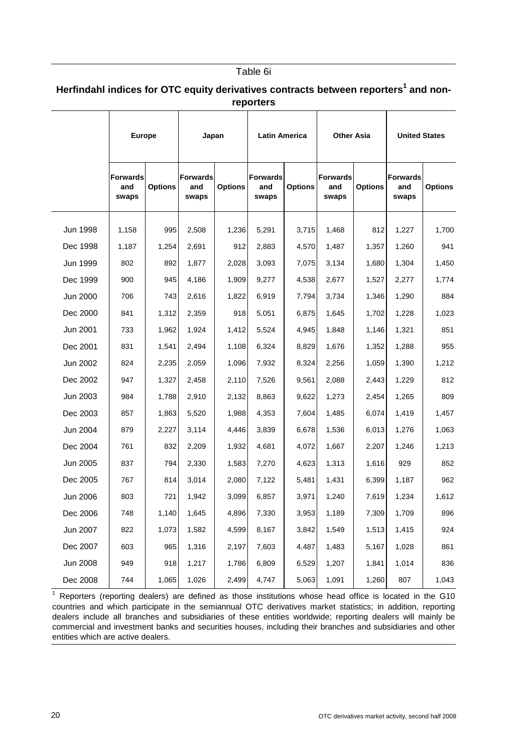Table 6i

## Herfindahl indices for OTC equity derivatives contracts between reporters[1] and non-reporters

| | Europe | | Japan | | Latin America | | Other Asia | | United States | |
|---|---|---|---|---|---|---|---|---|---|---|
| | Forwards and swaps | Options | Forwards and swaps | Options | Forwards and swaps | Options | Forwards and swaps | Options | Forwards and swaps | Options |
| Jun 1998 | 1,158 | 995 | 2,508 | 1,236 | 5,291 | 3,715 | 1,468 | 812 | 1,227 | 1,700 |
| Dec 1998 | 1,187 | 1,254 | 2,691 | 912 | 2,883 | 4,570 | 1,487 | 1,357 | 1,260 | 941 |
| Jun 1999 | 802 | 892 | 1,877 | 2,028 | 3,093 | 7,075 | 3,134 | 1,680 | 1,304 | 1,450 |
| Dec 1999 | 900 | 945 | 4,186 | 1,909 | 9,277 | 4,538 | 2,677 | 1,527 | 2,277 | 1,774 |
| Jun 2000 | 706 | 743 | 2,616 | 1,822 | 6,919 | 7,794 | 3,734 | 1,346 | 1,290 | 884 |
| Dec 2000 | 841 | 1,312 | 2,359 | 918 | 5,051 | 6,875 | 1,645 | 1,702 | 1,228 | 1,023 |
| Jun 2001 | 733 | 1,962 | 1,924 | 1,412 | 5,524 | 4,945 | 1,848 | 1,146 | 1,321 | 851 |
| Dec 2001 | 831 | 1,541 | 2,494 | 1,108 | 6,324 | 8,829 | 1,676 | 1,352 | 1,288 | 955 |
| Jun 2002 | 824 | 2,235 | 2,059 | 1,096 | 7,932 | 8,324 | 2,256 | 1,059 | 1,390 | 1,212 |
| Dec 2002 | 947 | 1,327 | 2,458 | 2,110 | 7,526 | 9,561 | 2,088 | 2,443 | 1,229 | 812 |
| Jun 2003 | 984 | 1,788 | 2,910 | 2,132 | 8,863 | 9,622 | 1,273 | 2,454 | 1,265 | 809 |
| Dec 2003 | 857 | 1,863 | 5,520 | 1,988 | 4,353 | 7,604 | 1,485 | 6,074 | 1,419 | 1,457 |
| Jun 2004 | 879 | 2,227 | 3,114 | 4,446 | 3,839 | 6,678 | 1,536 | 6,013 | 1,276 | 1,063 |
| Dec 2004 | 761 | 832 | 2,209 | 1,932 | 4,681 | 4,072 | 1,667 | 2,207 | 1,246 | 1,213 |
| Jun 2005 | 837 | 794 | 2,330 | 1,583 | 7,270 | 4,623 | 1,313 | 1,616 | 929 | 852 |
| Dec 2005 | 767 | 814 | 3,014 | 2,080 | 7,122 | 5,481 | 1,431 | 6,399 | 1,187 | 962 |
| Jun 2006 | 803 | 721 | 1,942 | 3,099 | 6,857 | 3,971 | 1,240 | 7,619 | 1,234 | 1,612 |
| Dec 2006 | 748 | 1,140 | 1,645 | 4,896 | 7,330 | 3,953 | 1,189 | 7,309 | 1,709 | 896 |
| Jun 2007 | 822 | 1,073 | 1,582 | 4,599 | 8,167 | 3,842 | 1,549 | 1,513 | 1,415 | 924 |
| Dec 2007 | 603 | 965 | 1,316 | 2,197 | 7,603 | 4,487 | 1,483 | 5,167 | 1,028 | 861 |
| Jun 2008 | 949 | 918 | 1,217 | 1,786 | 6,809 | 6,529 | 1,207 | 1,841 | 1,014 | 836 |
| Dec 2008 | 744 | 1,065 | 1,026 | 2,499 | 4,747 | 5,063 | 1,091 | 1,260 | 807 | 1,043 |

[1] Reporters (reporting dealers) are defined as those institutions whose head office is located in the G10 countries and which participate in the semiannual OTC derivatives market statistics; in addition, reporting dealers include all branches and subsidiaries of these entities worldwide; reporting dealers will mainly be commercial and investment banks and securities houses, including their branches and subsidiaries and other entities which are active dealers.